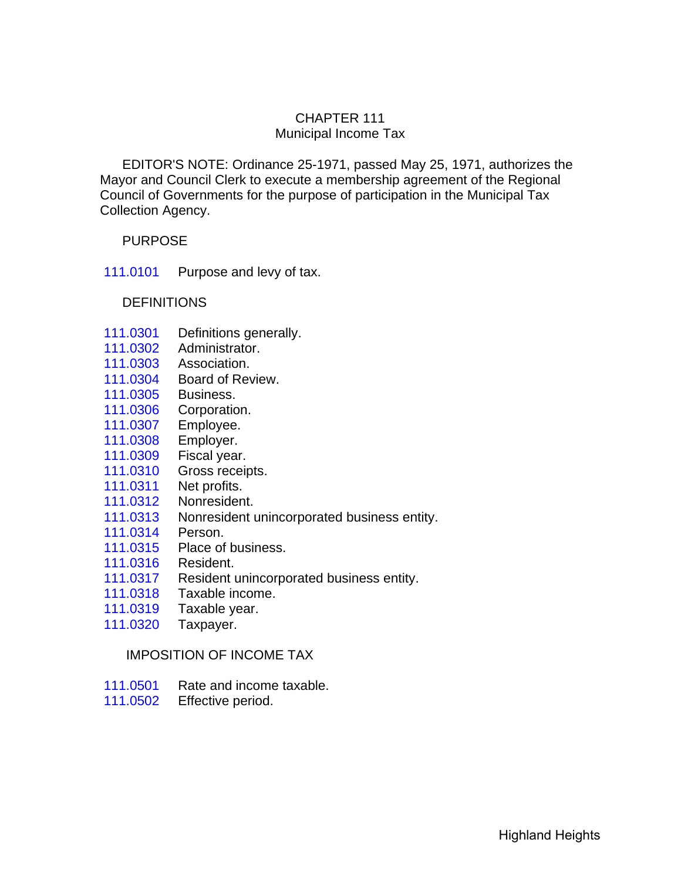# CHAPTER 111
## Municipal Income Tax

EDITOR'S NOTE: Ordinance 25-1971, passed May 25, 1971, authorizes the Mayor and Council Clerk to execute a membership agreement of the Regional Council of Governments for the purpose of participation in the Municipal Tax Collection Agency.

### PURPOSE

111.0101 Purpose and levy of tax.

### DEFINITIONS

111.0301 Definitions generally.
111.0302 Administrator.
111.0303 Association.
111.0304 Board of Review.
111.0305 Business.
111.0306 Corporation.
111.0307 Employee.
111.0308 Employer.
111.0309 Fiscal year.
111.0310 Gross receipts.
111.0311 Net profits.
111.0312 Nonresident.
111.0313 Nonresident unincorporated business entity.
111.0314 Person.
111.0315 Place of business.
111.0316 Resident.
111.0317 Resident unincorporated business entity.
111.0318 Taxable income.
111.0319 Taxable year.
111.0320 Taxpayer.

### IMPOSITION OF INCOME TAX

111.0501 Rate and income taxable.
111.0502 Effective period.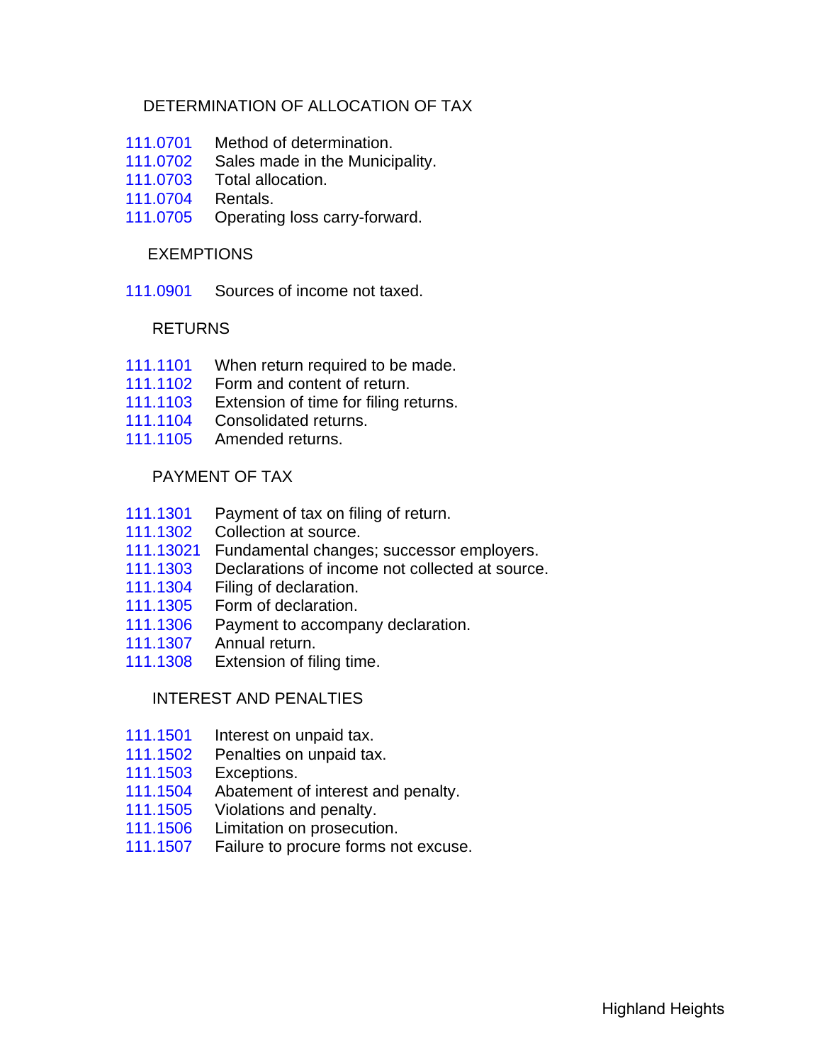DETERMINATION OF ALLOCATION OF TAX

111.0701 Method of determination.
111.0702 Sales made in the Municipality.
111.0703 Total allocation.
111.0704 Rentals.
111.0705 Operating loss carry-forward.

EXEMPTIONS

111.0901 Sources of income not taxed.

RETURNS

111.1101 When return required to be made.
111.1102 Form and content of return.
111.1103 Extension of time for filing returns.
111.1104 Consolidated returns.
111.1105 Amended returns.

PAYMENT OF TAX

111.1301 Payment of tax on filing of return.
111.1302 Collection at source.
111.13021 Fundamental changes; successor employers.
111.1303 Declarations of income not collected at source.
111.1304 Filing of declaration.
111.1305 Form of declaration.
111.1306 Payment to accompany declaration.
111.1307 Annual return.
111.1308 Extension of filing time.

INTEREST AND PENALTIES

111.1501 Interest on unpaid tax.
111.1502 Penalties on unpaid tax.
111.1503 Exceptions.
111.1504 Abatement of interest and penalty.
111.1505 Violations and penalty.
111.1506 Limitation on prosecution.
111.1507 Failure to procure forms not excuse.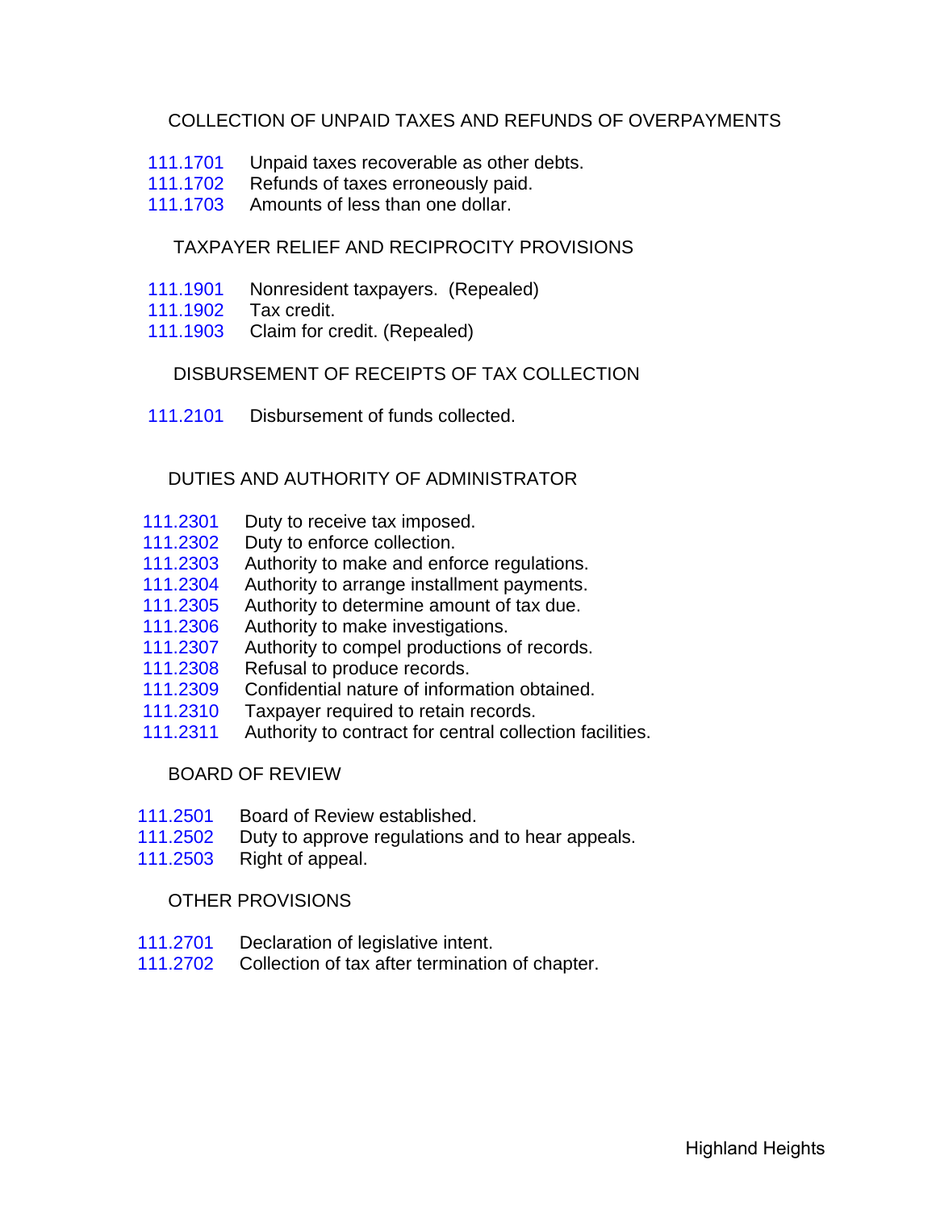## COLLECTION OF UNPAID TAXES AND REFUNDS OF OVERPAYMENTS

111.1701 Unpaid taxes recoverable as other debts.
111.1702 Refunds of taxes erroneously paid.
111.1703 Amounts of less than one dollar.

## TAXPAYER RELIEF AND RECIPROCITY PROVISIONS

111.1901 Nonresident taxpayers. (Repealed)
111.1902 Tax credit.
111.1903 Claim for credit. (Repealed)

## DISBURSEMENT OF RECEIPTS OF TAX COLLECTION

111.2101 Disbursement of funds collected.

## DUTIES AND AUTHORITY OF ADMINISTRATOR

111.2301 Duty to receive tax imposed.
111.2302 Duty to enforce collection.
111.2303 Authority to make and enforce regulations.
111.2304 Authority to arrange installment payments.
111.2305 Authority to determine amount of tax due.
111.2306 Authority to make investigations.
111.2307 Authority to compel productions of records.
111.2308 Refusal to produce records.
111.2309 Confidential nature of information obtained.
111.2310 Taxpayer required to retain records.
111.2311 Authority to contract for central collection facilities.

## BOARD OF REVIEW

111.2501 Board of Review established.
111.2502 Duty to approve regulations and to hear appeals.
111.2503 Right of appeal.

## OTHER PROVISIONS

111.2701 Declaration of legislative intent.
111.2702 Collection of tax after termination of chapter.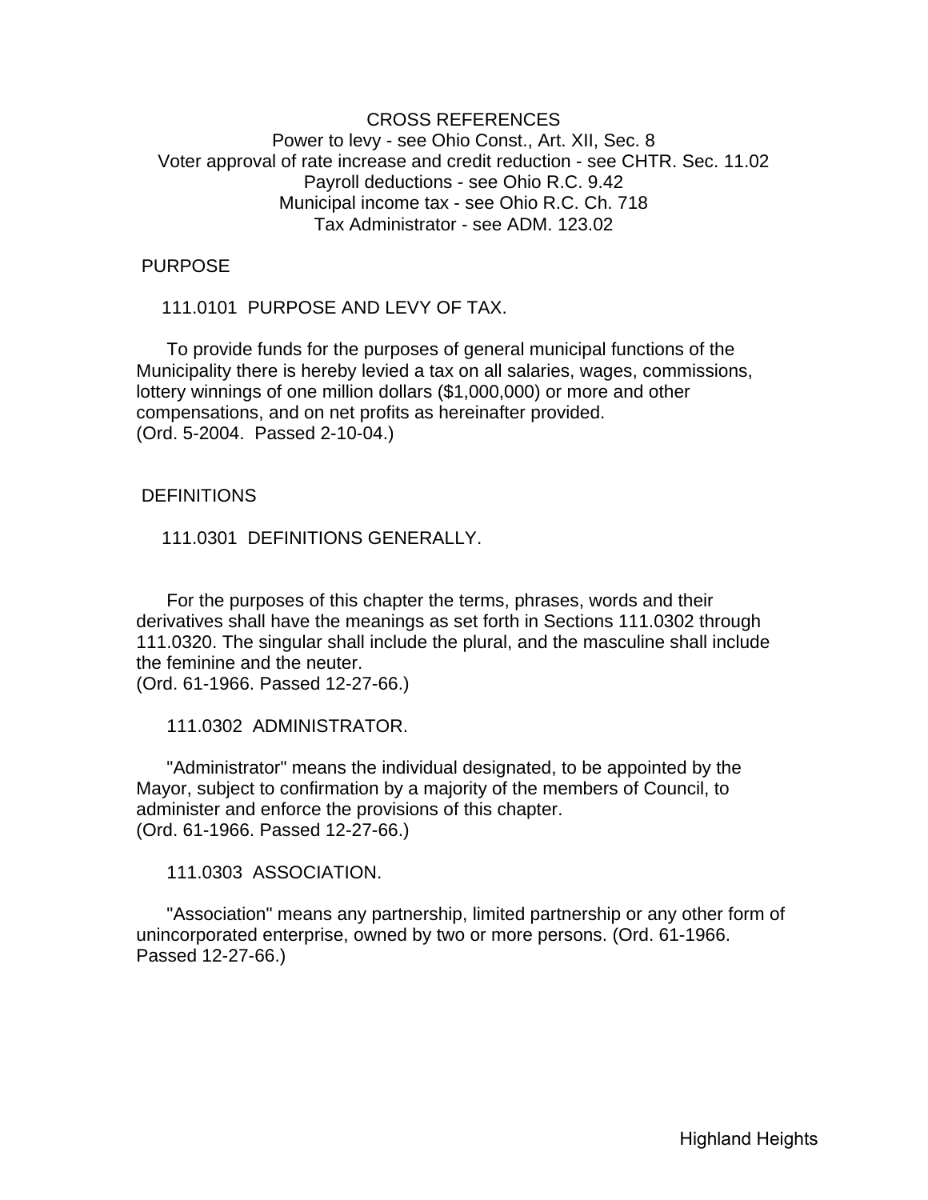CROSS REFERENCES

Power to levy - see Ohio Const., Art. XII, Sec. 8

Voter approval of rate increase and credit reduction - see CHTR. Sec. 11.02

Payroll deductions - see Ohio R.C. 9.42

Municipal income tax - see Ohio R.C. Ch. 718

Tax Administrator - see ADM. 123.02

## PURPOSE

### 111.0101 PURPOSE AND LEVY OF TAX.

To provide funds for the purposes of general municipal functions of the Municipality there is hereby levied a tax on all salaries, wages, commissions, lottery winnings of one million dollars ($1,000,000) or more and other compensations, and on net profits as hereinafter provided.
(Ord. 5-2004. Passed 2-10-04.)

## DEFINITIONS

### 111.0301 DEFINITIONS GENERALLY.

For the purposes of this chapter the terms, phrases, words and their derivatives shall have the meanings as set forth in Sections 111.0302 through 111.0320. The singular shall include the plural, and the masculine shall include the feminine and the neuter.
(Ord. 61-1966. Passed 12-27-66.)

### 111.0302 ADMINISTRATOR.

"Administrator" means the individual designated, to be appointed by the Mayor, subject to confirmation by a majority of the members of Council, to administer and enforce the provisions of this chapter.
(Ord. 61-1966. Passed 12-27-66.)

### 111.0303 ASSOCIATION.

"Association" means any partnership, limited partnership or any other form of unincorporated enterprise, owned by two or more persons. (Ord. 61-1966. Passed 12-27-66.)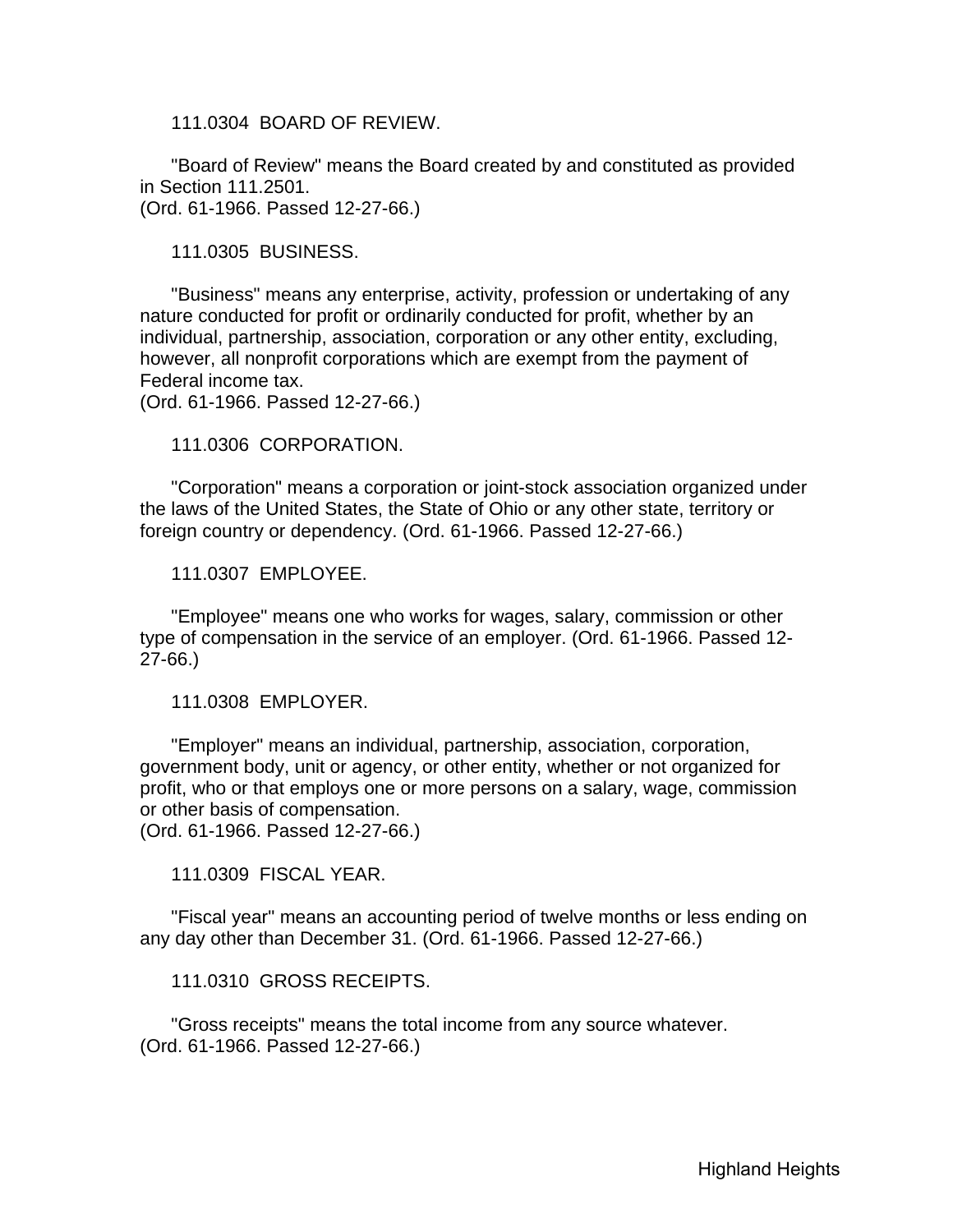111.0304 BOARD OF REVIEW.

"Board of Review" means the Board created by and constituted as provided in Section 111.2501.
(Ord. 61-1966. Passed 12-27-66.)

111.0305 BUSINESS.

"Business" means any enterprise, activity, profession or undertaking of any nature conducted for profit or ordinarily conducted for profit, whether by an individual, partnership, association, corporation or any other entity, excluding, however, all nonprofit corporations which are exempt from the payment of Federal income tax.
(Ord. 61-1966. Passed 12-27-66.)

111.0306 CORPORATION.

"Corporation" means a corporation or joint-stock association organized under the laws of the United States, the State of Ohio or any other state, territory or foreign country or dependency. (Ord. 61-1966. Passed 12-27-66.)

111.0307 EMPLOYEE.

"Employee" means one who works for wages, salary, commission or other type of compensation in the service of an employer. (Ord. 61-1966. Passed 12-27-66.)

111.0308 EMPLOYER.

"Employer" means an individual, partnership, association, corporation, government body, unit or agency, or other entity, whether or not organized for profit, who or that employs one or more persons on a salary, wage, commission or other basis of compensation.
(Ord. 61-1966. Passed 12-27-66.)

111.0309 FISCAL YEAR.

"Fiscal year" means an accounting period of twelve months or less ending on any day other than December 31. (Ord. 61-1966. Passed 12-27-66.)

111.0310 GROSS RECEIPTS.

"Gross receipts" means the total income from any source whatever.
(Ord. 61-1966. Passed 12-27-66.)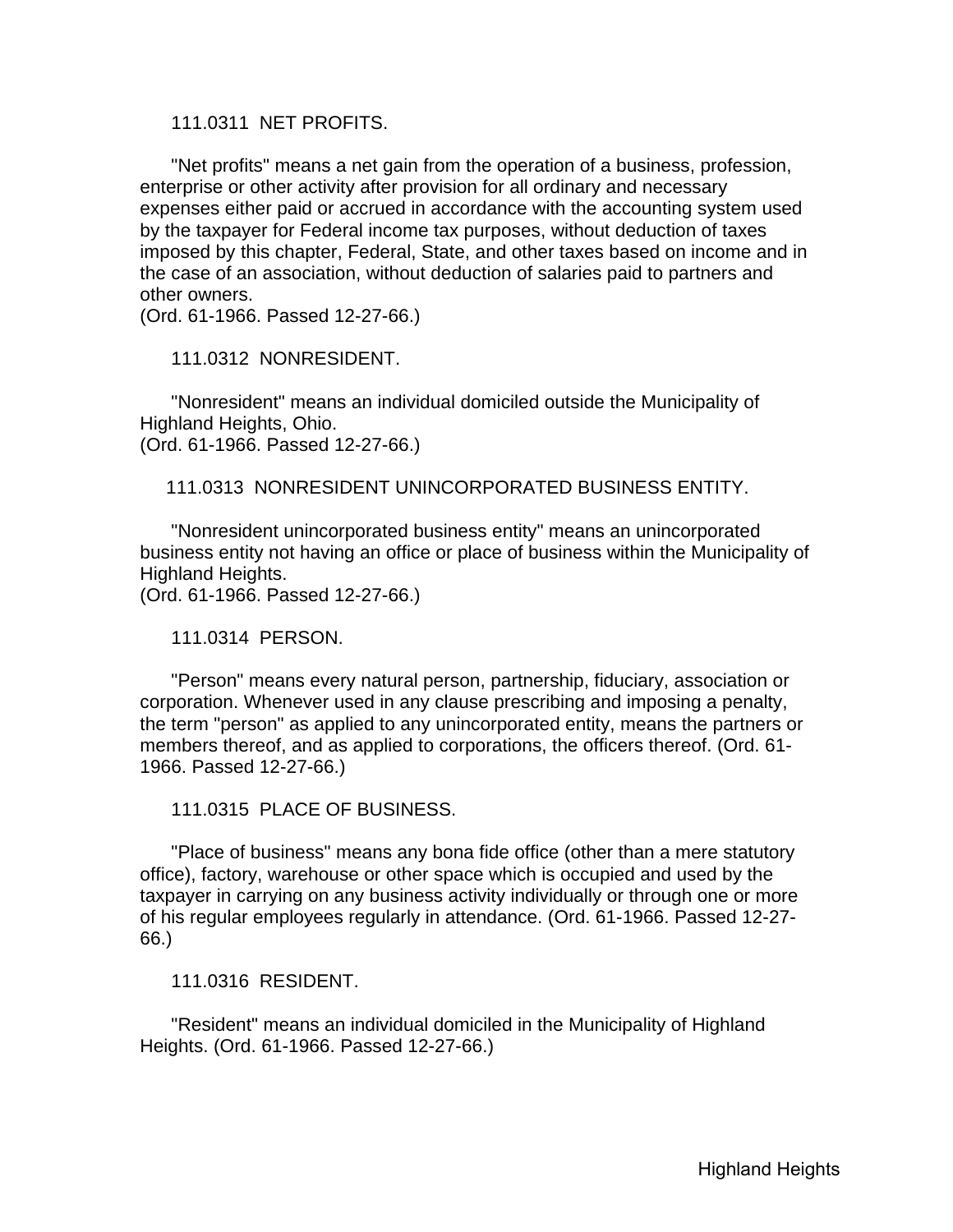111.0311 NET PROFITS.

"Net profits" means a net gain from the operation of a business, profession, enterprise or other activity after provision for all ordinary and necessary expenses either paid or accrued in accordance with the accounting system used by the taxpayer for Federal income tax purposes, without deduction of taxes imposed by this chapter, Federal, State, and other taxes based on income and in the case of an association, without deduction of salaries paid to partners and other owners.
(Ord. 61-1966. Passed 12-27-66.)

111.0312 NONRESIDENT.

"Nonresident" means an individual domiciled outside the Municipality of Highland Heights, Ohio.
(Ord. 61-1966. Passed 12-27-66.)

111.0313 NONRESIDENT UNINCORPORATED BUSINESS ENTITY.

"Nonresident unincorporated business entity" means an unincorporated business entity not having an office or place of business within the Municipality of Highland Heights.
(Ord. 61-1966. Passed 12-27-66.)

111.0314 PERSON.

"Person" means every natural person, partnership, fiduciary, association or corporation. Whenever used in any clause prescribing and imposing a penalty, the term "person" as applied to any unincorporated entity, means the partners or members thereof, and as applied to corporations, the officers thereof. (Ord. 61-1966. Passed 12-27-66.)

111.0315 PLACE OF BUSINESS.

"Place of business" means any bona fide office (other than a mere statutory office), factory, warehouse or other space which is occupied and used by the taxpayer in carrying on any business activity individually or through one or more of his regular employees regularly in attendance. (Ord. 61-1966. Passed 12-27-66.)

111.0316 RESIDENT.

"Resident" means an individual domiciled in the Municipality of Highland Heights. (Ord. 61-1966. Passed 12-27-66.)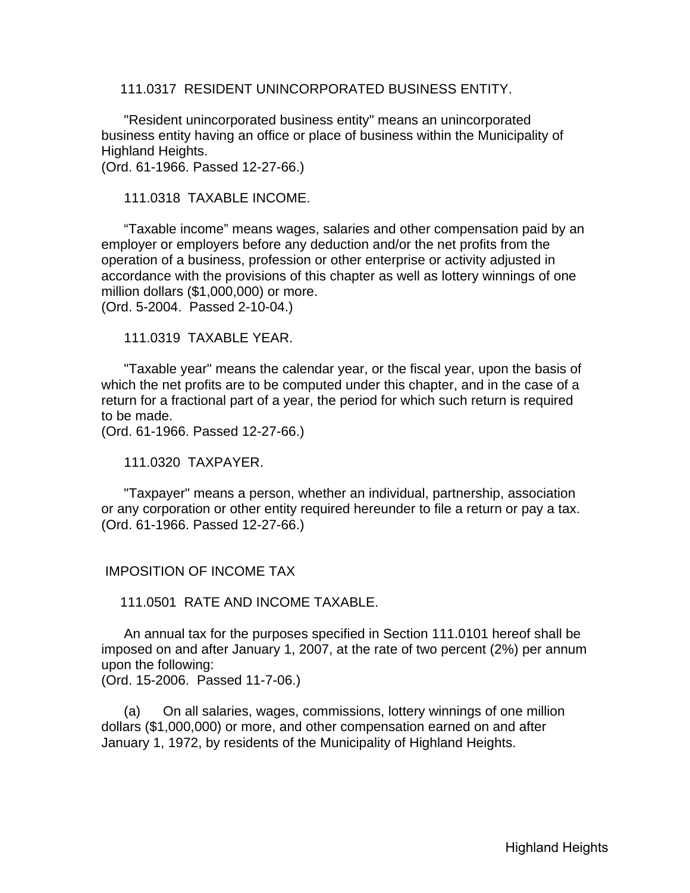### 111.0317 RESIDENT UNINCORPORATED BUSINESS ENTITY.

"Resident unincorporated business entity" means an unincorporated business entity having an office or place of business within the Municipality of Highland Heights.
(Ord. 61-1966. Passed 12-27-66.)

### 111.0318 TAXABLE INCOME.

"Taxable income" means wages, salaries and other compensation paid by an employer or employers before any deduction and/or the net profits from the operation of a business, profession or other enterprise or activity adjusted in accordance with the provisions of this chapter as well as lottery winnings of one million dollars ($1,000,000) or more.
(Ord. 5-2004. Passed 2-10-04.)

### 111.0319 TAXABLE YEAR.

"Taxable year" means the calendar year, or the fiscal year, upon the basis of which the net profits are to be computed under this chapter, and in the case of a return for a fractional part of a year, the period for which such return is required to be made.
(Ord. 61-1966. Passed 12-27-66.)

### 111.0320 TAXPAYER.

"Taxpayer" means a person, whether an individual, partnership, association or any corporation or other entity required hereunder to file a return or pay a tax.
(Ord. 61-1966. Passed 12-27-66.)

## IMPOSITION OF INCOME TAX

### 111.0501 RATE AND INCOME TAXABLE.

An annual tax for the purposes specified in Section 111.0101 hereof shall be imposed on and after January 1, 2007, at the rate of two percent (2%) per annum upon the following:
(Ord. 15-2006. Passed 11-7-06.)

(a) On all salaries, wages, commissions, lottery winnings of one million dollars ($1,000,000) or more, and other compensation earned on and after January 1, 1972, by residents of the Municipality of Highland Heights.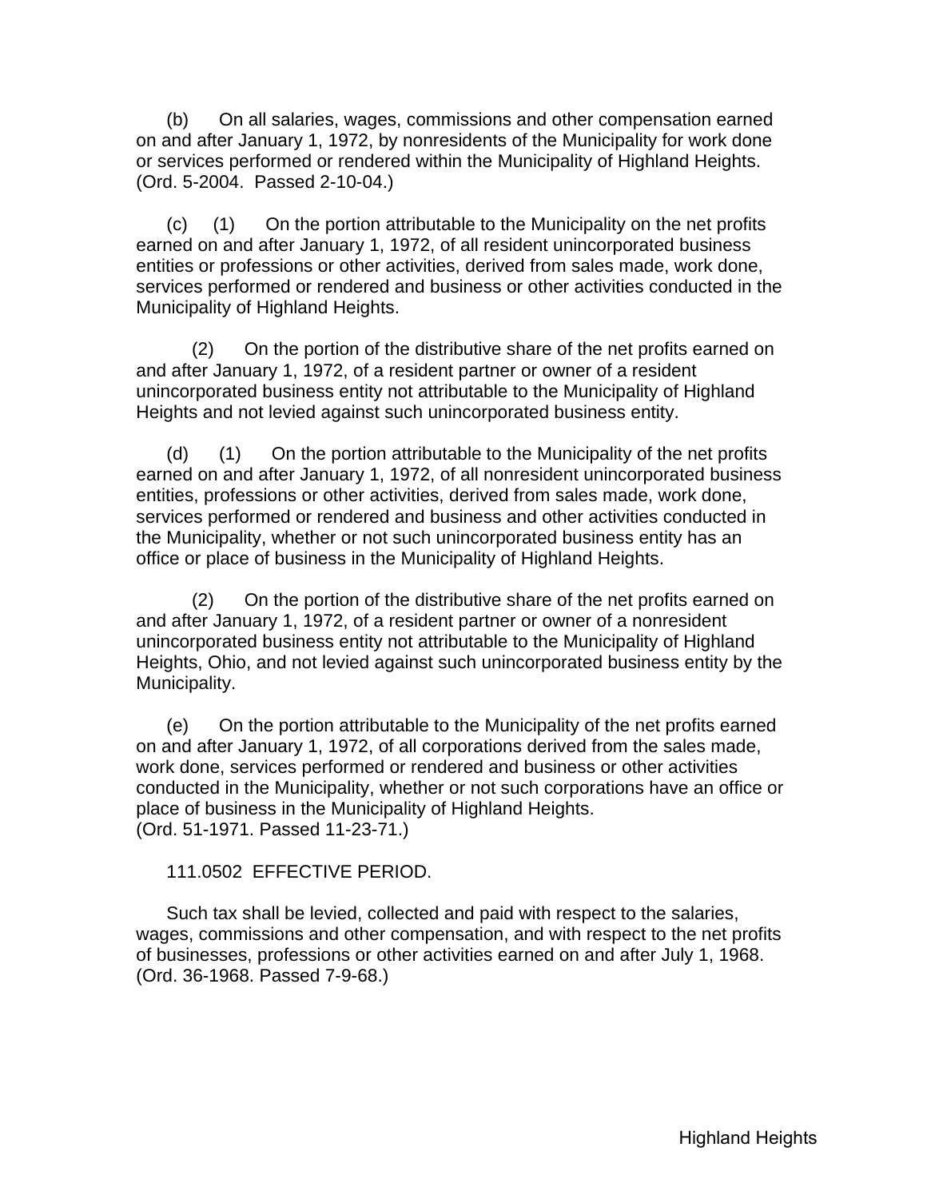(b) On all salaries, wages, commissions and other compensation earned on and after January 1, 1972, by nonresidents of the Municipality for work done or services performed or rendered within the Municipality of Highland Heights. (Ord. 5-2004. Passed 2-10-04.)

(c) (1) On the portion attributable to the Municipality on the net profits earned on and after January 1, 1972, of all resident unincorporated business entities or professions or other activities, derived from sales made, work done, services performed or rendered and business or other activities conducted in the Municipality of Highland Heights.

(2) On the portion of the distributive share of the net profits earned on and after January 1, 1972, of a resident partner or owner of a resident unincorporated business entity not attributable to the Municipality of Highland Heights and not levied against such unincorporated business entity.

(d) (1) On the portion attributable to the Municipality of the net profits earned on and after January 1, 1972, of all nonresident unincorporated business entities, professions or other activities, derived from sales made, work done, services performed or rendered and business and other activities conducted in the Municipality, whether or not such unincorporated business entity has an office or place of business in the Municipality of Highland Heights.

(2) On the portion of the distributive share of the net profits earned on and after January 1, 1972, of a resident partner or owner of a nonresident unincorporated business entity not attributable to the Municipality of Highland Heights, Ohio, and not levied against such unincorporated business entity by the Municipality.

(e) On the portion attributable to the Municipality of the net profits earned on and after January 1, 1972, of all corporations derived from the sales made, work done, services performed or rendered and business or other activities conducted in the Municipality, whether or not such corporations have an office or place of business in the Municipality of Highland Heights.
(Ord. 51-1971. Passed 11-23-71.)

111.0502 EFFECTIVE PERIOD.

Such tax shall be levied, collected and paid with respect to the salaries, wages, commissions and other compensation, and with respect to the net profits of businesses, professions or other activities earned on and after July 1, 1968. (Ord. 36-1968. Passed 7-9-68.)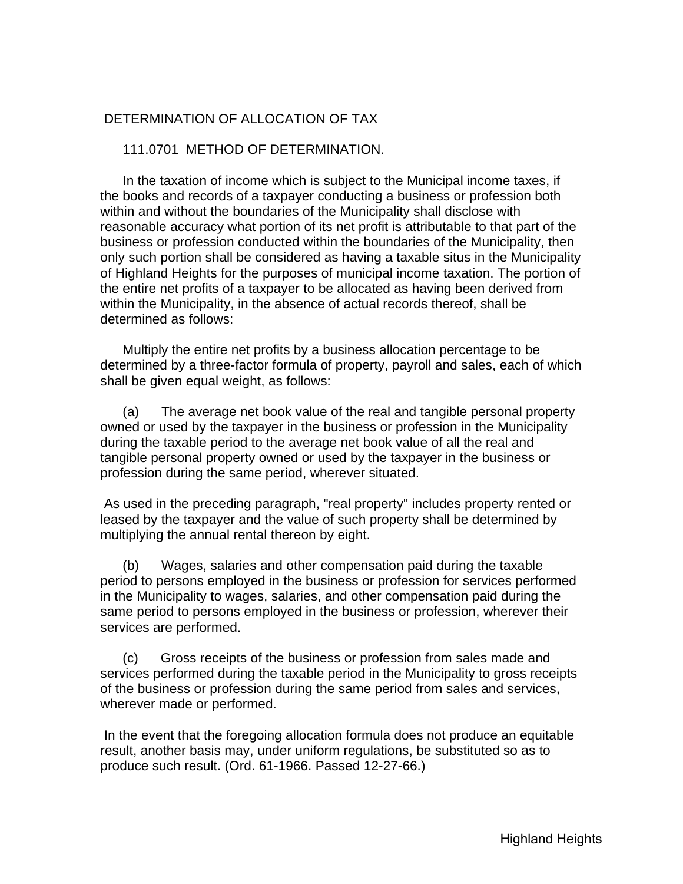## DETERMINATION OF ALLOCATION OF TAX

### 111.0701 METHOD OF DETERMINATION.

In the taxation of income which is subject to the Municipal income taxes, if the books and records of a taxpayer conducting a business or profession both within and without the boundaries of the Municipality shall disclose with reasonable accuracy what portion of its net profit is attributable to that part of the business or profession conducted within the boundaries of the Municipality, then only such portion shall be considered as having a taxable situs in the Municipality of Highland Heights for the purposes of municipal income taxation. The portion of the entire net profits of a taxpayer to be allocated as having been derived from within the Municipality, in the absence of actual records thereof, shall be determined as follows:

Multiply the entire net profits by a business allocation percentage to be determined by a three-factor formula of property, payroll and sales, each of which shall be given equal weight, as follows:

(a) The average net book value of the real and tangible personal property owned or used by the taxpayer in the business or profession in the Municipality during the taxable period to the average net book value of all the real and tangible personal property owned or used by the taxpayer in the business or profession during the same period, wherever situated.

As used in the preceding paragraph, "real property" includes property rented or leased by the taxpayer and the value of such property shall be determined by multiplying the annual rental thereon by eight.

(b) Wages, salaries and other compensation paid during the taxable period to persons employed in the business or profession for services performed in the Municipality to wages, salaries, and other compensation paid during the same period to persons employed in the business or profession, wherever their services are performed.

(c) Gross receipts of the business or profession from sales made and services performed during the taxable period in the Municipality to gross receipts of the business or profession during the same period from sales and services, wherever made or performed.

In the event that the foregoing allocation formula does not produce an equitable result, another basis may, under uniform regulations, be substituted so as to produce such result. (Ord. 61-1966. Passed 12-27-66.)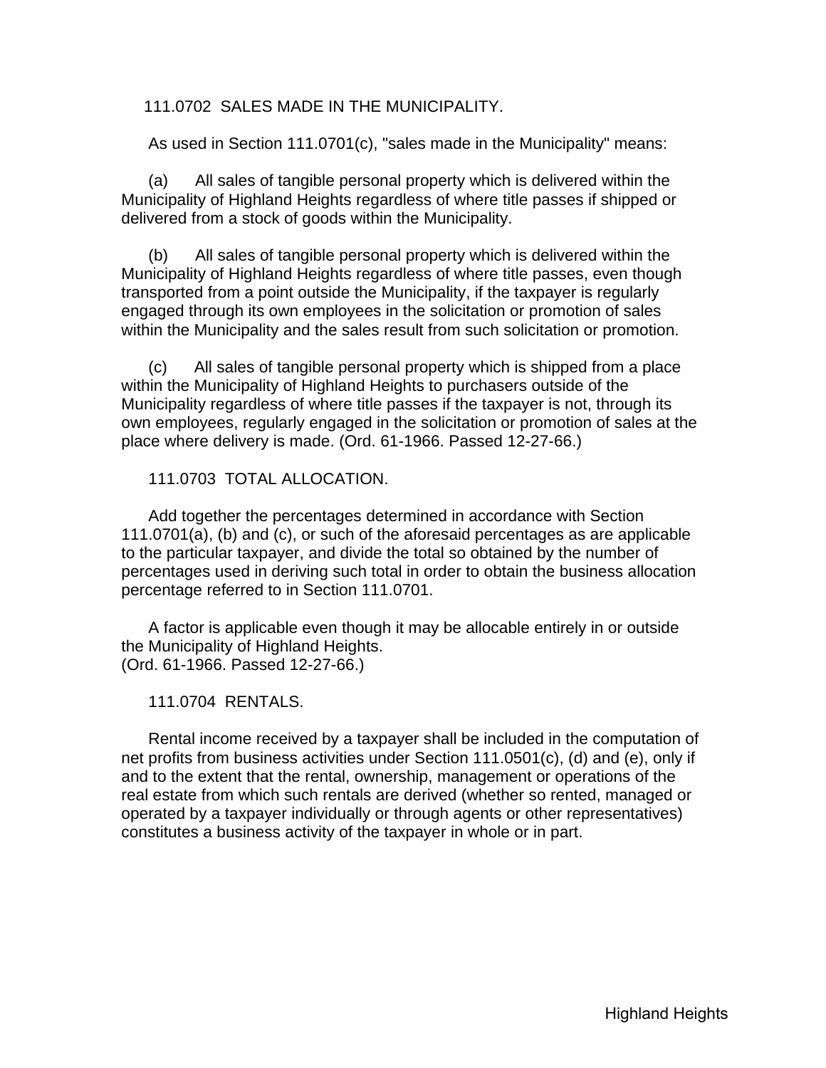## 111.0702 SALES MADE IN THE MUNICIPALITY.

As used in Section 111.0701(c), "sales made in the Municipality" means:

(a) All sales of tangible personal property which is delivered within the Municipality of Highland Heights regardless of where title passes if shipped or delivered from a stock of goods within the Municipality.

(b) All sales of tangible personal property which is delivered within the Municipality of Highland Heights regardless of where title passes, even though transported from a point outside the Municipality, if the taxpayer is regularly engaged through its own employees in the solicitation or promotion of sales within the Municipality and the sales result from such solicitation or promotion.

(c) All sales of tangible personal property which is shipped from a place within the Municipality of Highland Heights to purchasers outside of the Municipality regardless of where title passes if the taxpayer is not, through its own employees, regularly engaged in the solicitation or promotion of sales at the place where delivery is made. (Ord. 61-1966. Passed 12-27-66.)

## 111.0703 TOTAL ALLOCATION.

Add together the percentages determined in accordance with Section 111.0701(a), (b) and (c), or such of the aforesaid percentages as are applicable to the particular taxpayer, and divide the total so obtained by the number of percentages used in deriving such total in order to obtain the business allocation percentage referred to in Section 111.0701.

A factor is applicable even though it may be allocable entirely in or outside the Municipality of Highland Heights.
(Ord. 61-1966. Passed 12-27-66.)

## 111.0704 RENTALS.

Rental income received by a taxpayer shall be included in the computation of net profits from business activities under Section 111.0501(c), (d) and (e), only if and to the extent that the rental, ownership, management or operations of the real estate from which such rentals are derived (whether so rented, managed or operated by a taxpayer individually or through agents or other representatives) constitutes a business activity of the taxpayer in whole or in part.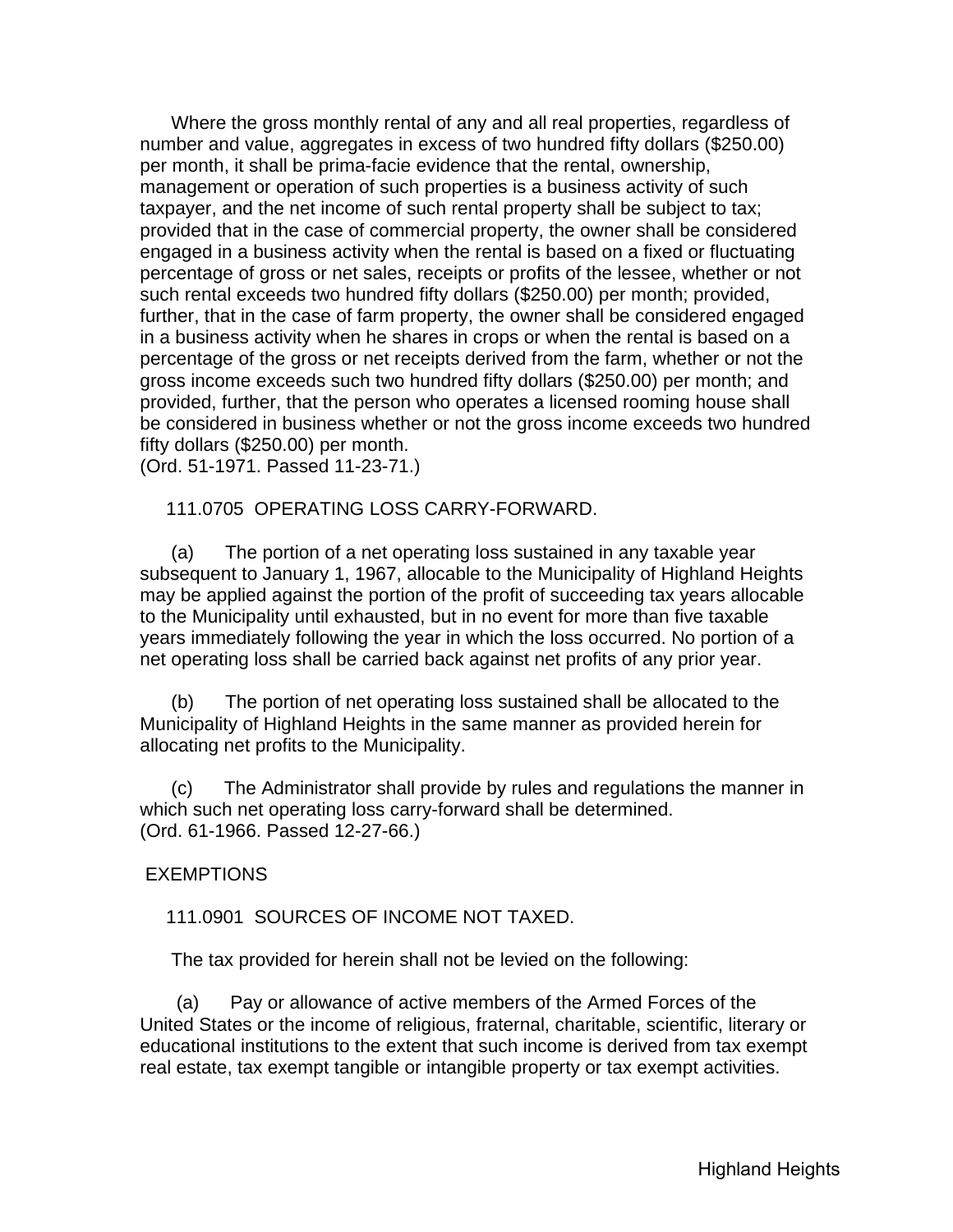Where the gross monthly rental of any and all real properties, regardless of number and value, aggregates in excess of two hundred fifty dollars ($250.00) per month, it shall be prima-facie evidence that the rental, ownership, management or operation of such properties is a business activity of such taxpayer, and the net income of such rental property shall be subject to tax; provided that in the case of commercial property, the owner shall be considered engaged in a business activity when the rental is based on a fixed or fluctuating percentage of gross or net sales, receipts or profits of the lessee, whether or not such rental exceeds two hundred fifty dollars ($250.00) per month; provided, further, that in the case of farm property, the owner shall be considered engaged in a business activity when he shares in crops or when the rental is based on a percentage of the gross or net receipts derived from the farm, whether or not the gross income exceeds such two hundred fifty dollars ($250.00) per month; and provided, further, that the person who operates a licensed rooming house shall be considered in business whether or not the gross income exceeds two hundred fifty dollars ($250.00) per month.
(Ord. 51-1971. Passed 11-23-71.)

### 111.0705 OPERATING LOSS CARRY-FORWARD.

(a) The portion of a net operating loss sustained in any taxable year subsequent to January 1, 1967, allocable to the Municipality of Highland Heights may be applied against the portion of the profit of succeeding tax years allocable to the Municipality until exhausted, but in no event for more than five taxable years immediately following the year in which the loss occurred. No portion of a net operating loss shall be carried back against net profits of any prior year.

(b) The portion of net operating loss sustained shall be allocated to the Municipality of Highland Heights in the same manner as provided herein for allocating net profits to the Municipality.

(c) The Administrator shall provide by rules and regulations the manner in which such net operating loss carry-forward shall be determined.
(Ord. 61-1966. Passed 12-27-66.)

## EXEMPTIONS

### 111.0901 SOURCES OF INCOME NOT TAXED.

The tax provided for herein shall not be levied on the following:

(a) Pay or allowance of active members of the Armed Forces of the United States or the income of religious, fraternal, charitable, scientific, literary or educational institutions to the extent that such income is derived from tax exempt real estate, tax exempt tangible or intangible property or tax exempt activities.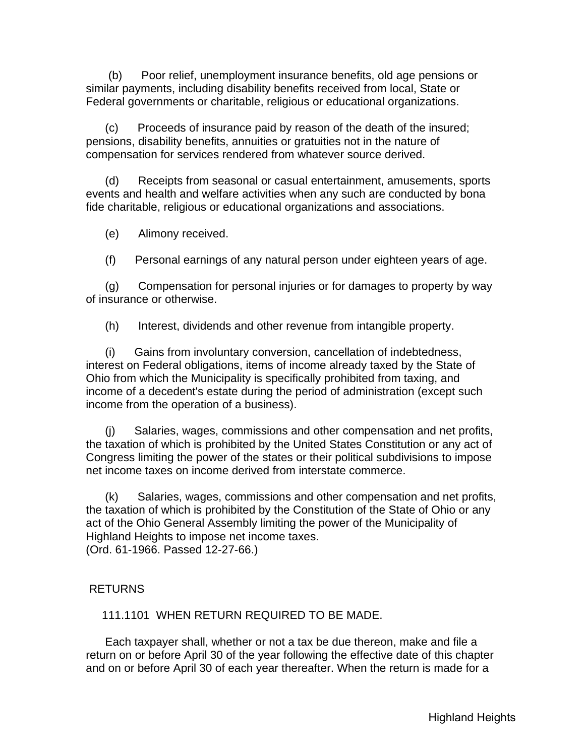(b) Poor relief, unemployment insurance benefits, old age pensions or similar payments, including disability benefits received from local, State or Federal governments or charitable, religious or educational organizations.

(c) Proceeds of insurance paid by reason of the death of the insured; pensions, disability benefits, annuities or gratuities not in the nature of compensation for services rendered from whatever source derived.

(d) Receipts from seasonal or casual entertainment, amusements, sports events and health and welfare activities when any such are conducted by bona fide charitable, religious or educational organizations and associations.

(e) Alimony received.

(f) Personal earnings of any natural person under eighteen years of age.

(g) Compensation for personal injuries or for damages to property by way of insurance or otherwise.

(h) Interest, dividends and other revenue from intangible property.

(i) Gains from involuntary conversion, cancellation of indebtedness, interest on Federal obligations, items of income already taxed by the State of Ohio from which the Municipality is specifically prohibited from taxing, and income of a decedent's estate during the period of administration (except such income from the operation of a business).

(j) Salaries, wages, commissions and other compensation and net profits, the taxation of which is prohibited by the United States Constitution or any act of Congress limiting the power of the states or their political subdivisions to impose net income taxes on income derived from interstate commerce.

(k) Salaries, wages, commissions and other compensation and net profits, the taxation of which is prohibited by the Constitution of the State of Ohio or any act of the Ohio General Assembly limiting the power of the Municipality of Highland Heights to impose net income taxes.
(Ord. 61-1966. Passed 12-27-66.)

## RETURNS

### 111.1101 WHEN RETURN REQUIRED TO BE MADE.

Each taxpayer shall, whether or not a tax be due thereon, make and file a return on or before April 30 of the year following the effective date of this chapter and on or before April 30 of each year thereafter. When the return is made for a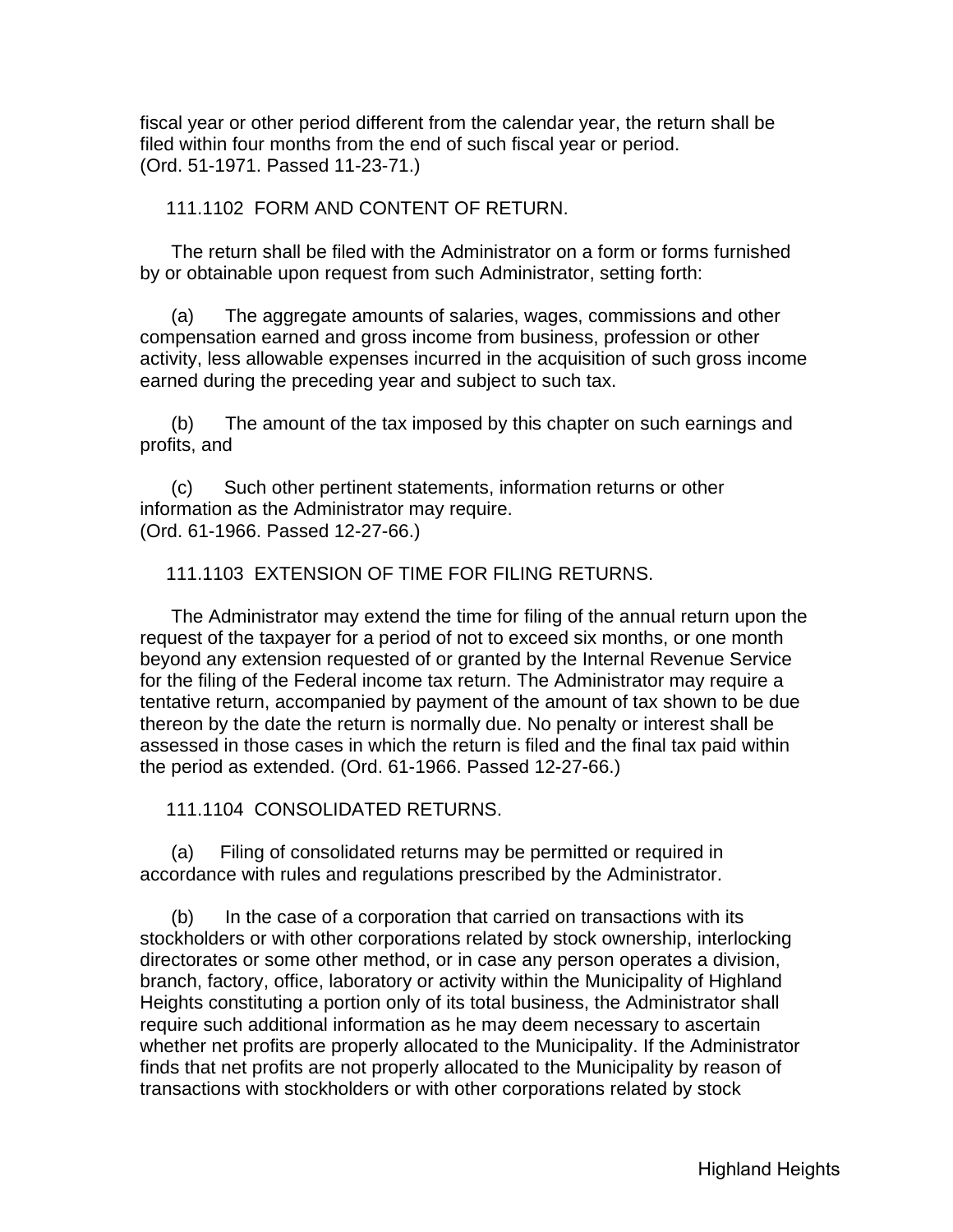fiscal year or other period different from the calendar year, the return shall be filed within four months from the end of such fiscal year or period.
(Ord. 51-1971. Passed 11-23-71.)

## 111.1102 FORM AND CONTENT OF RETURN.

The return shall be filed with the Administrator on a form or forms furnished by or obtainable upon request from such Administrator, setting forth:

(a) The aggregate amounts of salaries, wages, commissions and other compensation earned and gross income from business, profession or other activity, less allowable expenses incurred in the acquisition of such gross income earned during the preceding year and subject to such tax.

(b) The amount of the tax imposed by this chapter on such earnings and profits, and

(c) Such other pertinent statements, information returns or other information as the Administrator may require.
(Ord. 61-1966. Passed 12-27-66.)

## 111.1103 EXTENSION OF TIME FOR FILING RETURNS.

The Administrator may extend the time for filing of the annual return upon the request of the taxpayer for a period of not to exceed six months, or one month beyond any extension requested of or granted by the Internal Revenue Service for the filing of the Federal income tax return. The Administrator may require a tentative return, accompanied by payment of the amount of tax shown to be due thereon by the date the return is normally due. No penalty or interest shall be assessed in those cases in which the return is filed and the final tax paid within the period as extended. (Ord. 61-1966. Passed 12-27-66.)

## 111.1104 CONSOLIDATED RETURNS.

(a) Filing of consolidated returns may be permitted or required in accordance with rules and regulations prescribed by the Administrator.

(b) In the case of a corporation that carried on transactions with its stockholders or with other corporations related by stock ownership, interlocking directorates or some other method, or in case any person operates a division, branch, factory, office, laboratory or activity within the Municipality of Highland Heights constituting a portion only of its total business, the Administrator shall require such additional information as he may deem necessary to ascertain whether net profits are properly allocated to the Municipality. If the Administrator finds that net profits are not properly allocated to the Municipality by reason of transactions with stockholders or with other corporations related by stock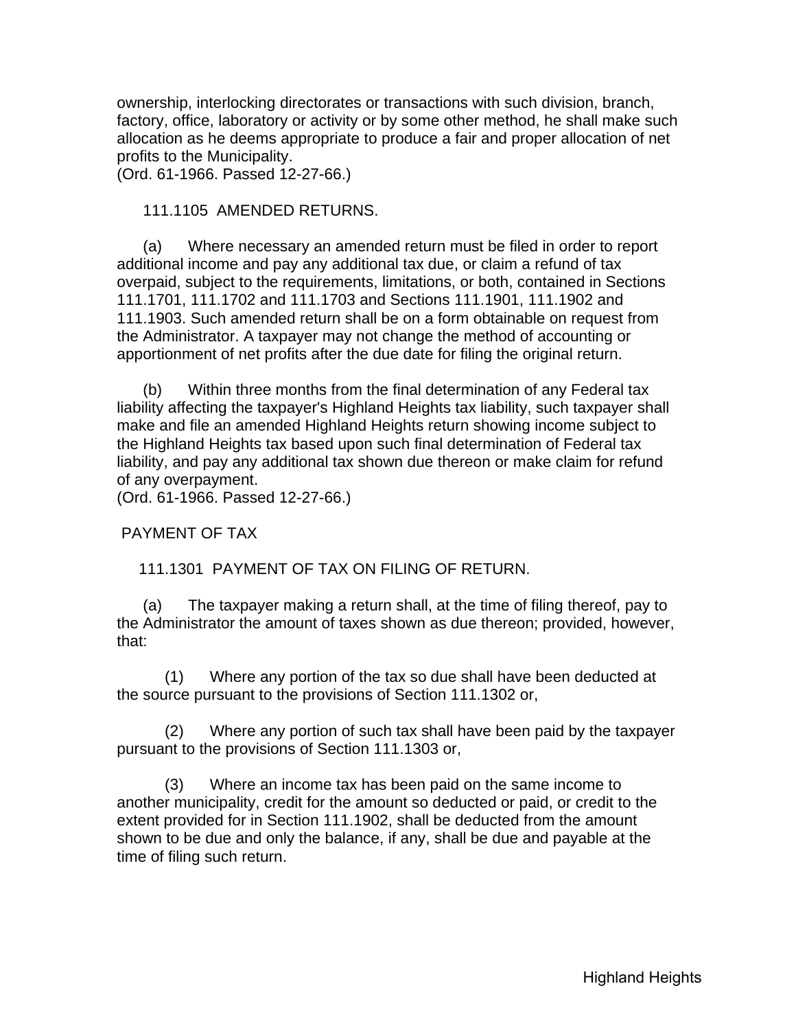ownership, interlocking directorates or transactions with such division, branch, factory, office, laboratory or activity or by some other method, he shall make such allocation as he deems appropriate to produce a fair and proper allocation of net profits to the Municipality.
(Ord. 61-1966. Passed 12-27-66.)

### 111.1105 AMENDED RETURNS.

(a) Where necessary an amended return must be filed in order to report additional income and pay any additional tax due, or claim a refund of tax overpaid, subject to the requirements, limitations, or both, contained in Sections 111.1701, 111.1702 and 111.1703 and Sections 111.1901, 111.1902 and 111.1903. Such amended return shall be on a form obtainable on request from the Administrator. A taxpayer may not change the method of accounting or apportionment of net profits after the due date for filing the original return.

(b) Within three months from the final determination of any Federal tax liability affecting the taxpayer's Highland Heights tax liability, such taxpayer shall make and file an amended Highland Heights return showing income subject to the Highland Heights tax based upon such final determination of Federal tax liability, and pay any additional tax shown due thereon or make claim for refund of any overpayment.
(Ord. 61-1966. Passed 12-27-66.)

## PAYMENT OF TAX

### 111.1301 PAYMENT OF TAX ON FILING OF RETURN.

(a) The taxpayer making a return shall, at the time of filing thereof, pay to the Administrator the amount of taxes shown as due thereon; provided, however, that:

(1) Where any portion of the tax so due shall have been deducted at the source pursuant to the provisions of Section 111.1302 or,

(2) Where any portion of such tax shall have been paid by the taxpayer pursuant to the provisions of Section 111.1303 or,

(3) Where an income tax has been paid on the same income to another municipality, credit for the amount so deducted or paid, or credit to the extent provided for in Section 111.1902, shall be deducted from the amount shown to be due and only the balance, if any, shall be due and payable at the time of filing such return.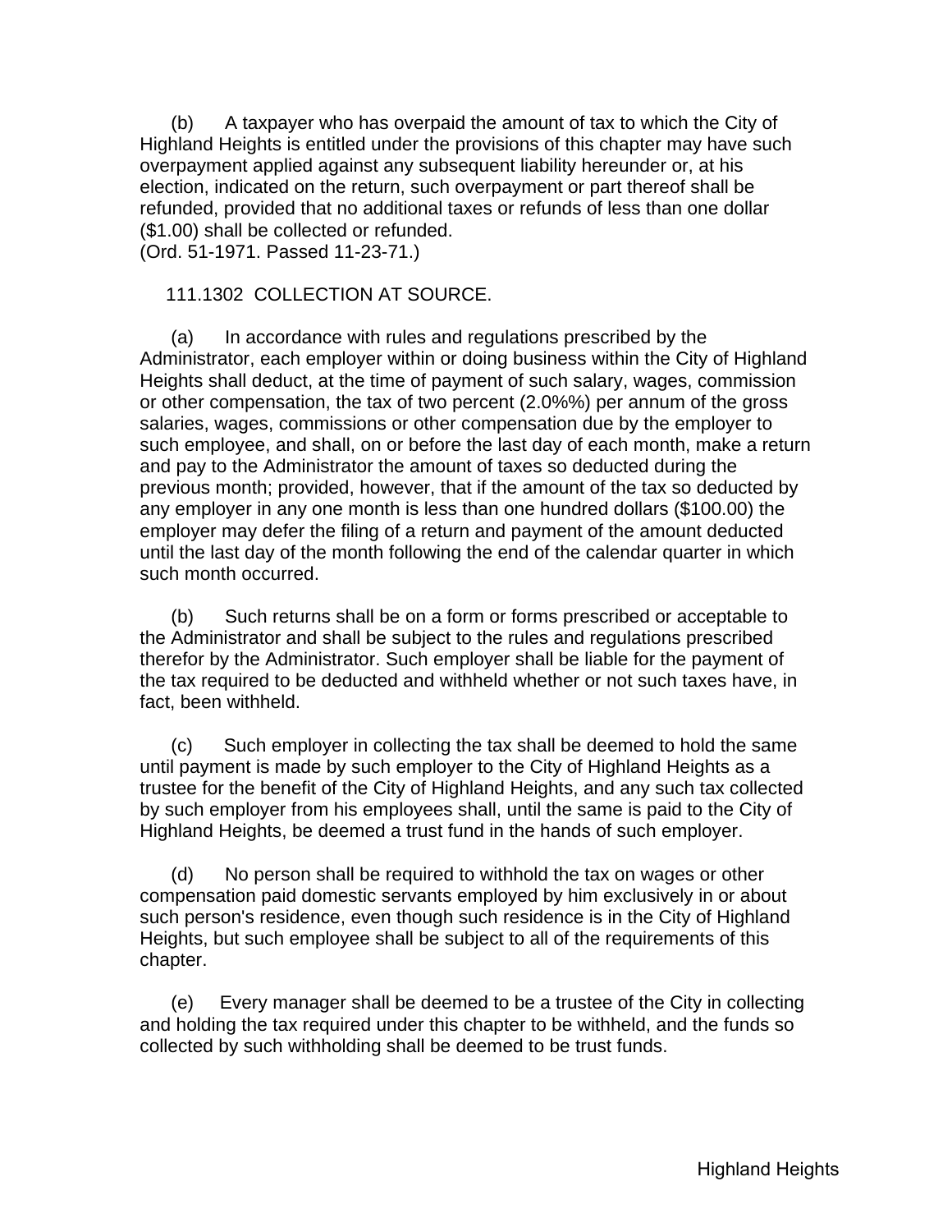(b) A taxpayer who has overpaid the amount of tax to which the City of Highland Heights is entitled under the provisions of this chapter may have such overpayment applied against any subsequent liability hereunder or, at his election, indicated on the return, such overpayment or part thereof shall be refunded, provided that no additional taxes or refunds of less than one dollar ($1.00) shall be collected or refunded.
(Ord. 51-1971. Passed 11-23-71.)

111.1302 COLLECTION AT SOURCE.

(a) In accordance with rules and regulations prescribed by the Administrator, each employer within or doing business within the City of Highland Heights shall deduct, at the time of payment of such salary, wages, commission or other compensation, the tax of two percent (2.0%%) per annum of the gross salaries, wages, commissions or other compensation due by the employer to such employee, and shall, on or before the last day of each month, make a return and pay to the Administrator the amount of taxes so deducted during the previous month; provided, however, that if the amount of the tax so deducted by any employer in any one month is less than one hundred dollars ($100.00) the employer may defer the filing of a return and payment of the amount deducted until the last day of the month following the end of the calendar quarter in which such month occurred.

(b) Such returns shall be on a form or forms prescribed or acceptable to the Administrator and shall be subject to the rules and regulations prescribed therefor by the Administrator. Such employer shall be liable for the payment of the tax required to be deducted and withheld whether or not such taxes have, in fact, been withheld.

(c) Such employer in collecting the tax shall be deemed to hold the same until payment is made by such employer to the City of Highland Heights as a trustee for the benefit of the City of Highland Heights, and any such tax collected by such employer from his employees shall, until the same is paid to the City of Highland Heights, be deemed a trust fund in the hands of such employer.

(d) No person shall be required to withhold the tax on wages or other compensation paid domestic servants employed by him exclusively in or about such person's residence, even though such residence is in the City of Highland Heights, but such employee shall be subject to all of the requirements of this chapter.

(e) Every manager shall be deemed to be a trustee of the City in collecting and holding the tax required under this chapter to be withheld, and the funds so collected by such withholding shall be deemed to be trust funds.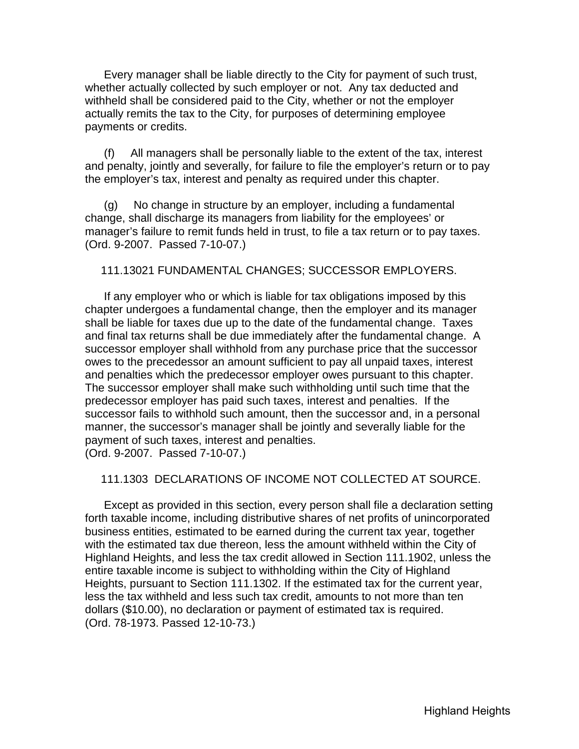Every manager shall be liable directly to the City for payment of such trust, whether actually collected by such employer or not. Any tax deducted and withheld shall be considered paid to the City, whether or not the employer actually remits the tax to the City, for purposes of determining employee payments or credits.

(f) All managers shall be personally liable to the extent of the tax, interest and penalty, jointly and severally, for failure to file the employer's return or to pay the employer's tax, interest and penalty as required under this chapter.

(g) No change in structure by an employer, including a fundamental change, shall discharge its managers from liability for the employees' or manager's failure to remit funds held in trust, to file a tax return or to pay taxes. (Ord. 9-2007. Passed 7-10-07.)

111.13021 FUNDAMENTAL CHANGES; SUCCESSOR EMPLOYERS.

If any employer who or which is liable for tax obligations imposed by this chapter undergoes a fundamental change, then the employer and its manager shall be liable for taxes due up to the date of the fundamental change. Taxes and final tax returns shall be due immediately after the fundamental change. A successor employer shall withhold from any purchase price that the successor owes to the precedessor an amount sufficient to pay all unpaid taxes, interest and penalties which the predecessor employer owes pursuant to this chapter. The successor employer shall make such withholding until such time that the predecessor employer has paid such taxes, interest and penalties. If the successor fails to withhold such amount, then the successor and, in a personal manner, the successor's manager shall be jointly and severally liable for the payment of such taxes, interest and penalties.
(Ord. 9-2007. Passed 7-10-07.)

111.1303 DECLARATIONS OF INCOME NOT COLLECTED AT SOURCE.

Except as provided in this section, every person shall file a declaration setting forth taxable income, including distributive shares of net profits of unincorporated business entities, estimated to be earned during the current tax year, together with the estimated tax due thereon, less the amount withheld within the City of Highland Heights, and less the tax credit allowed in Section 111.1902, unless the entire taxable income is subject to withholding within the City of Highland Heights, pursuant to Section 111.1302. If the estimated tax for the current year, less the tax withheld and less such tax credit, amounts to not more than ten dollars ($10.00), no declaration or payment of estimated tax is required.
(Ord. 78-1973. Passed 12-10-73.)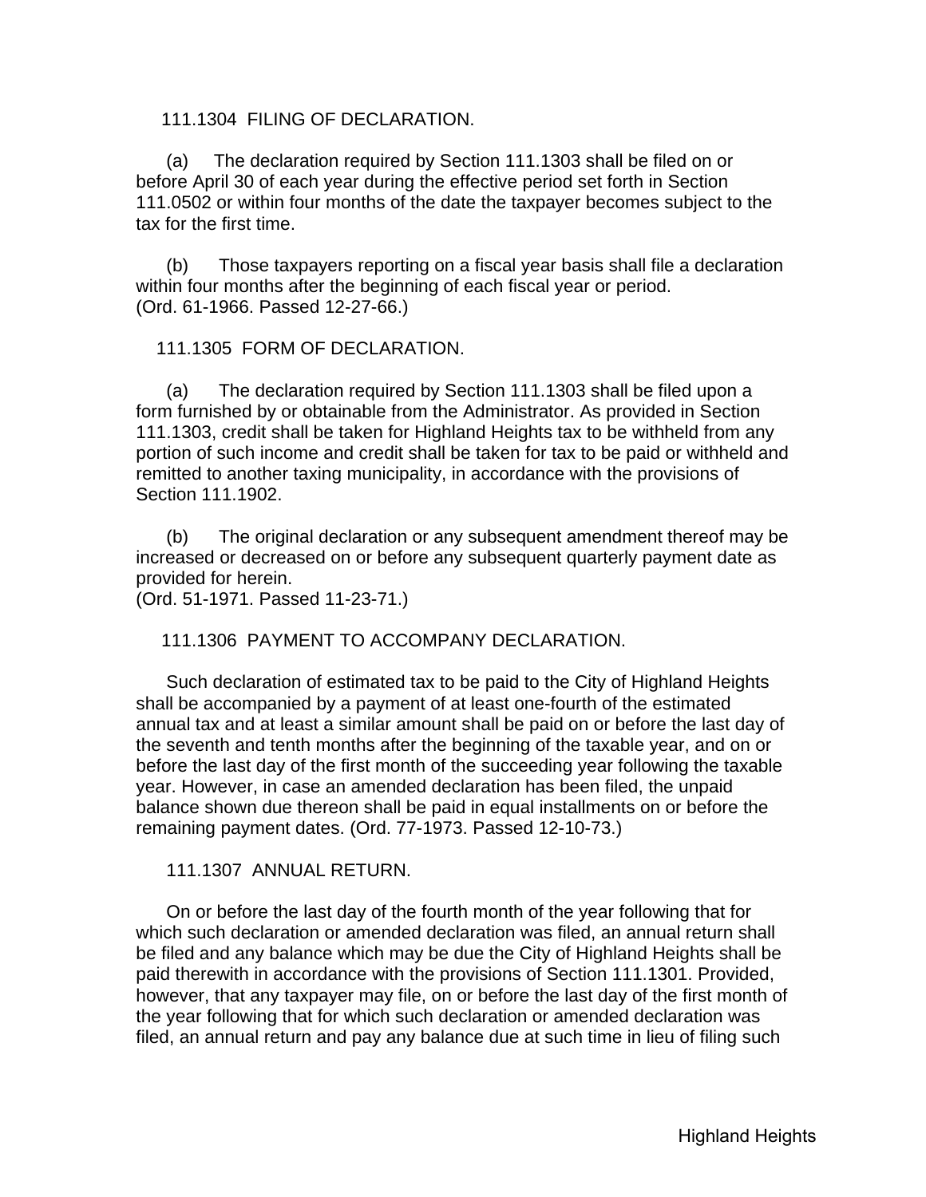111.1304 FILING OF DECLARATION.

(a) The declaration required by Section 111.1303 shall be filed on or before April 30 of each year during the effective period set forth in Section 111.0502 or within four months of the date the taxpayer becomes subject to the tax for the first time.

(b) Those taxpayers reporting on a fiscal year basis shall file a declaration within four months after the beginning of each fiscal year or period.
(Ord. 61-1966. Passed 12-27-66.)

111.1305 FORM OF DECLARATION.

(a) The declaration required by Section 111.1303 shall be filed upon a form furnished by or obtainable from the Administrator. As provided in Section 111.1303, credit shall be taken for Highland Heights tax to be withheld from any portion of such income and credit shall be taken for tax to be paid or withheld and remitted to another taxing municipality, in accordance with the provisions of Section 111.1902.

(b) The original declaration or any subsequent amendment thereof may be increased or decreased on or before any subsequent quarterly payment date as provided for herein.
(Ord. 51-1971. Passed 11-23-71.)

111.1306 PAYMENT TO ACCOMPANY DECLARATION.

Such declaration of estimated tax to be paid to the City of Highland Heights shall be accompanied by a payment of at least one-fourth of the estimated annual tax and at least a similar amount shall be paid on or before the last day of the seventh and tenth months after the beginning of the taxable year, and on or before the last day of the first month of the succeeding year following the taxable year. However, in case an amended declaration has been filed, the unpaid balance shown due thereon shall be paid in equal installments on or before the remaining payment dates. (Ord. 77-1973. Passed 12-10-73.)

111.1307 ANNUAL RETURN.

On or before the last day of the fourth month of the year following that for which such declaration or amended declaration was filed, an annual return shall be filed and any balance which may be due the City of Highland Heights shall be paid therewith in accordance with the provisions of Section 111.1301. Provided, however, that any taxpayer may file, on or before the last day of the first month of the year following that for which such declaration or amended declaration was filed, an annual return and pay any balance due at such time in lieu of filing such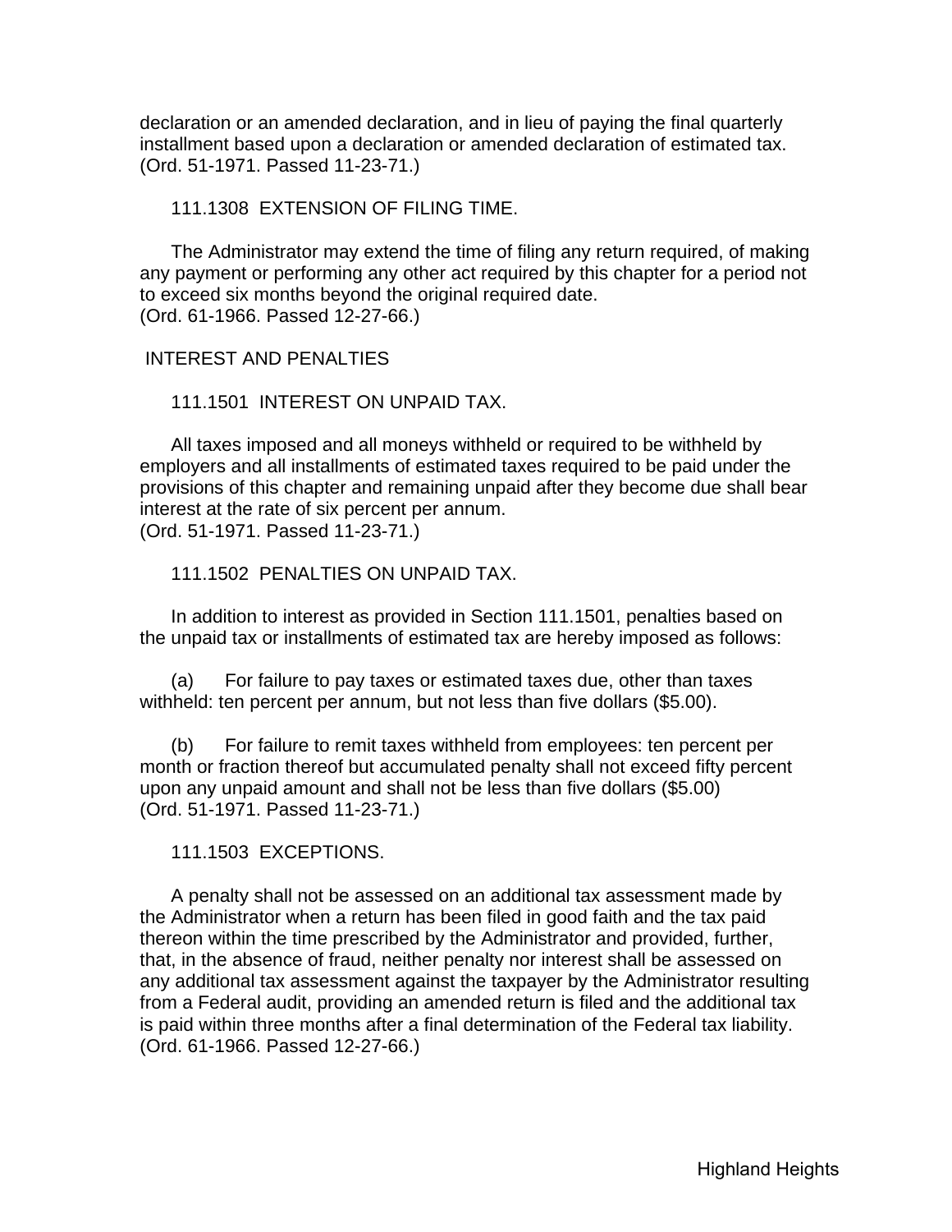declaration or an amended declaration, and in lieu of paying the final quarterly installment based upon a declaration or amended declaration of estimated tax.
(Ord. 51-1971. Passed 11-23-71.)

111.1308 EXTENSION OF FILING TIME.

The Administrator may extend the time of filing any return required, of making any payment or performing any other act required by this chapter for a period not to exceed six months beyond the original required date.
(Ord. 61-1966. Passed 12-27-66.)

## INTEREST AND PENALTIES

111.1501 INTEREST ON UNPAID TAX.

All taxes imposed and all moneys withheld or required to be withheld by employers and all installments of estimated taxes required to be paid under the provisions of this chapter and remaining unpaid after they become due shall bear interest at the rate of six percent per annum.
(Ord. 51-1971. Passed 11-23-71.)

111.1502 PENALTIES ON UNPAID TAX.

In addition to interest as provided in Section 111.1501, penalties based on the unpaid tax or installments of estimated tax are hereby imposed as follows:

(a) For failure to pay taxes or estimated taxes due, other than taxes withheld: ten percent per annum, but not less than five dollars ($5.00).

(b) For failure to remit taxes withheld from employees: ten percent per month or fraction thereof but accumulated penalty shall not exceed fifty percent upon any unpaid amount and shall not be less than five dollars ($5.00)
(Ord. 51-1971. Passed 11-23-71.)

111.1503 EXCEPTIONS.

A penalty shall not be assessed on an additional tax assessment made by the Administrator when a return has been filed in good faith and the tax paid thereon within the time prescribed by the Administrator and provided, further, that, in the absence of fraud, neither penalty nor interest shall be assessed on any additional tax assessment against the taxpayer by the Administrator resulting from a Federal audit, providing an amended return is filed and the additional tax is paid within three months after a final determination of the Federal tax liability.
(Ord. 61-1966. Passed 12-27-66.)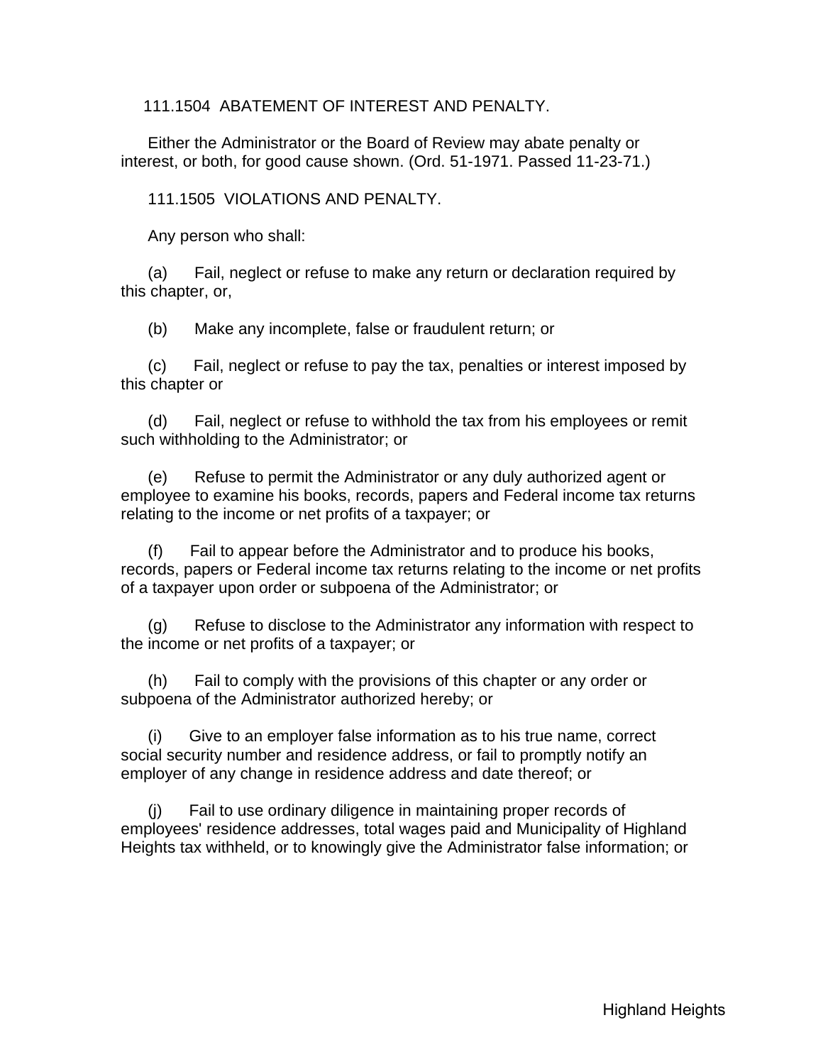111.1504 ABATEMENT OF INTEREST AND PENALTY.

Either the Administrator or the Board of Review may abate penalty or interest, or both, for good cause shown. (Ord. 51-1971. Passed 11-23-71.)

111.1505 VIOLATIONS AND PENALTY.

Any person who shall:

(a) Fail, neglect or refuse to make any return or declaration required by this chapter, or,

(b) Make any incomplete, false or fraudulent return; or

(c) Fail, neglect or refuse to pay the tax, penalties or interest imposed by this chapter or

(d) Fail, neglect or refuse to withhold the tax from his employees or remit such withholding to the Administrator; or

(e) Refuse to permit the Administrator or any duly authorized agent or employee to examine his books, records, papers and Federal income tax returns relating to the income or net profits of a taxpayer; or

(f) Fail to appear before the Administrator and to produce his books, records, papers or Federal income tax returns relating to the income or net profits of a taxpayer upon order or subpoena of the Administrator; or

(g) Refuse to disclose to the Administrator any information with respect to the income or net profits of a taxpayer; or

(h) Fail to comply with the provisions of this chapter or any order or subpoena of the Administrator authorized hereby; or

(i) Give to an employer false information as to his true name, correct social security number and residence address, or fail to promptly notify an employer of any change in residence address and date thereof; or

(j) Fail to use ordinary diligence in maintaining proper records of employees' residence addresses, total wages paid and Municipality of Highland Heights tax withheld, or to knowingly give the Administrator false information; or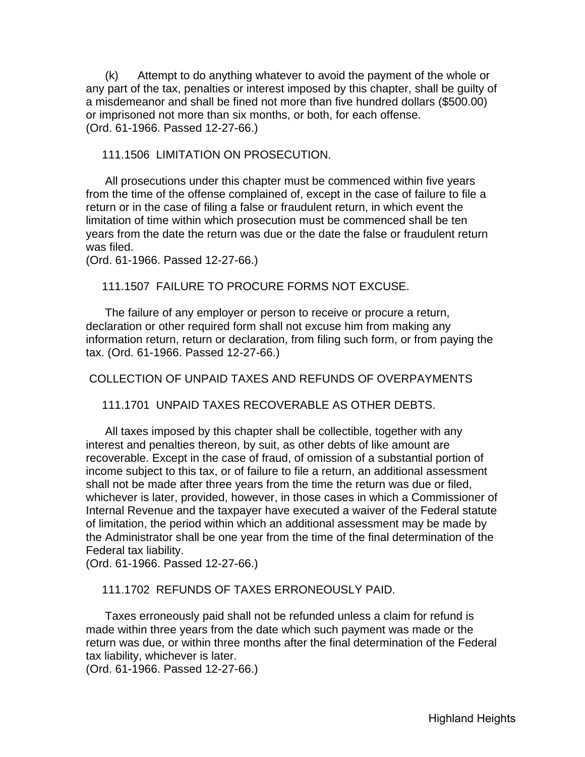(k) Attempt to do anything whatever to avoid the payment of the whole or any part of the tax, penalties or interest imposed by this chapter, shall be guilty of a misdemeanor and shall be fined not more than five hundred dollars ($500.00) or imprisoned not more than six months, or both, for each offense.
(Ord. 61-1966. Passed 12-27-66.)

### 111.1506 LIMITATION ON PROSECUTION.

All prosecutions under this chapter must be commenced within five years from the time of the offense complained of, except in the case of failure to file a return or in the case of filing a false or fraudulent return, in which event the limitation of time within which prosecution must be commenced shall be ten years from the date the return was due or the date the false or fraudulent return was filed.
(Ord. 61-1966. Passed 12-27-66.)

### 111.1507 FAILURE TO PROCURE FORMS NOT EXCUSE.

The failure of any employer or person to receive or procure a return, declaration or other required form shall not excuse him from making any information return, return or declaration, from filing such form, or from paying the tax. (Ord. 61-1966. Passed 12-27-66.)

## COLLECTION OF UNPAID TAXES AND REFUNDS OF OVERPAYMENTS

### 111.1701 UNPAID TAXES RECOVERABLE AS OTHER DEBTS.

All taxes imposed by this chapter shall be collectible, together with any interest and penalties thereon, by suit, as other debts of like amount are recoverable. Except in the case of fraud, of omission of a substantial portion of income subject to this tax, or of failure to file a return, an additional assessment shall not be made after three years from the time the return was due or filed, whichever is later, provided, however, in those cases in which a Commissioner of Internal Revenue and the taxpayer have executed a waiver of the Federal statute of limitation, the period within which an additional assessment may be made by the Administrator shall be one year from the time of the final determination of the Federal tax liability.
(Ord. 61-1966. Passed 12-27-66.)

### 111.1702 REFUNDS OF TAXES ERRONEOUSLY PAID.

Taxes erroneously paid shall not be refunded unless a claim for refund is made within three years from the date which such payment was made or the return was due, or within three months after the final determination of the Federal tax liability, whichever is later.
(Ord. 61-1966. Passed 12-27-66.)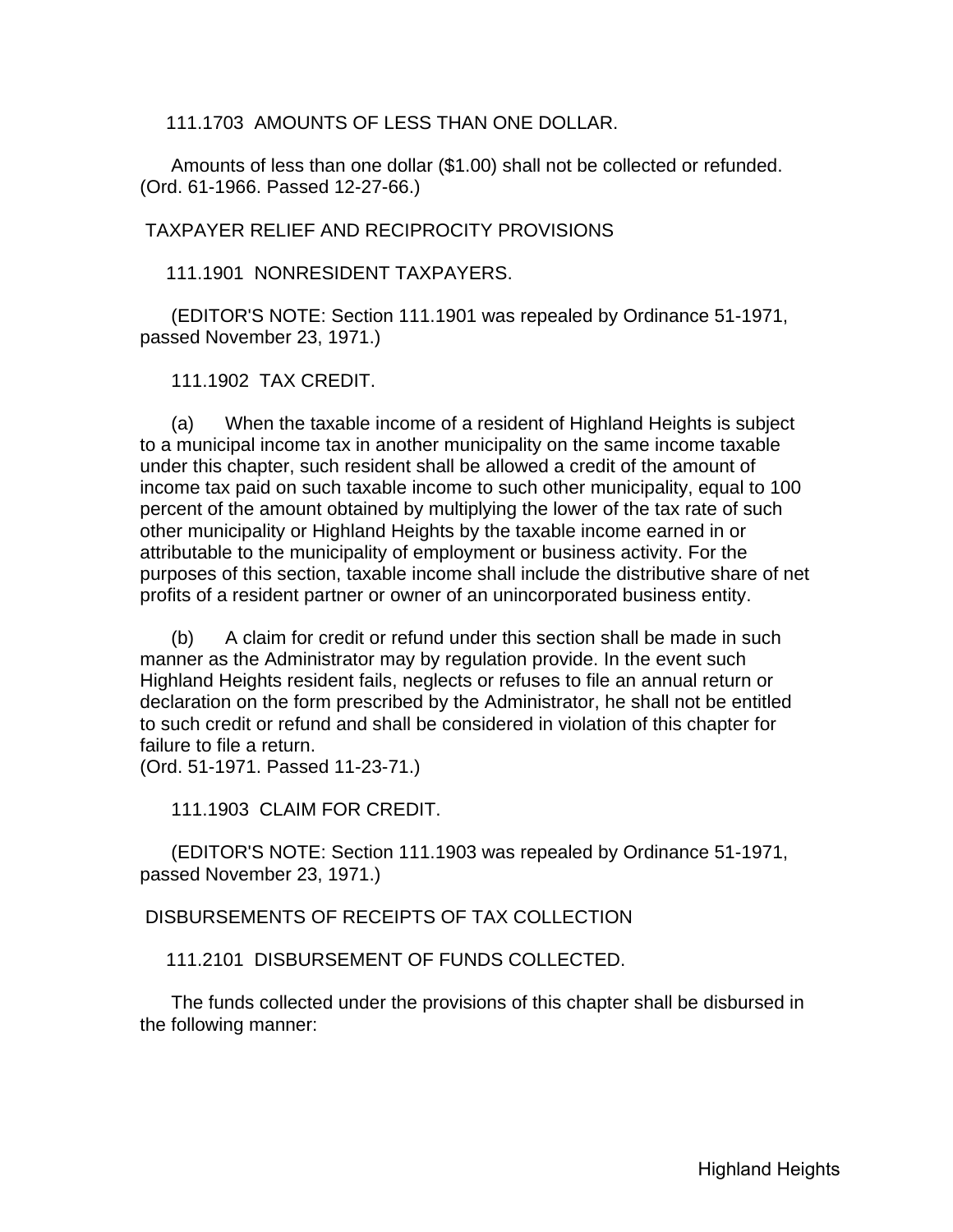111.1703 AMOUNTS OF LESS THAN ONE DOLLAR.

Amounts of less than one dollar ($1.00) shall not be collected or refunded.
(Ord. 61-1966. Passed 12-27-66.)

## TAXPAYER RELIEF AND RECIPROCITY PROVISIONS

111.1901 NONRESIDENT TAXPAYERS.

(EDITOR'S NOTE: Section 111.1901 was repealed by Ordinance 51-1971, passed November 23, 1971.)

111.1902 TAX CREDIT.

(a) When the taxable income of a resident of Highland Heights is subject to a municipal income tax in another municipality on the same income taxable under this chapter, such resident shall be allowed a credit of the amount of income tax paid on such taxable income to such other municipality, equal to 100 percent of the amount obtained by multiplying the lower of the tax rate of such other municipality or Highland Heights by the taxable income earned in or attributable to the municipality of employment or business activity. For the purposes of this section, taxable income shall include the distributive share of net profits of a resident partner or owner of an unincorporated business entity.

(b) A claim for credit or refund under this section shall be made in such manner as the Administrator may by regulation provide. In the event such Highland Heights resident fails, neglects or refuses to file an annual return or declaration on the form prescribed by the Administrator, he shall not be entitled to such credit or refund and shall be considered in violation of this chapter for failure to file a return.
(Ord. 51-1971. Passed 11-23-71.)

111.1903 CLAIM FOR CREDIT.

(EDITOR'S NOTE: Section 111.1903 was repealed by Ordinance 51-1971, passed November 23, 1971.)

## DISBURSEMENTS OF RECEIPTS OF TAX COLLECTION

111.2101 DISBURSEMENT OF FUNDS COLLECTED.

The funds collected under the provisions of this chapter shall be disbursed in the following manner: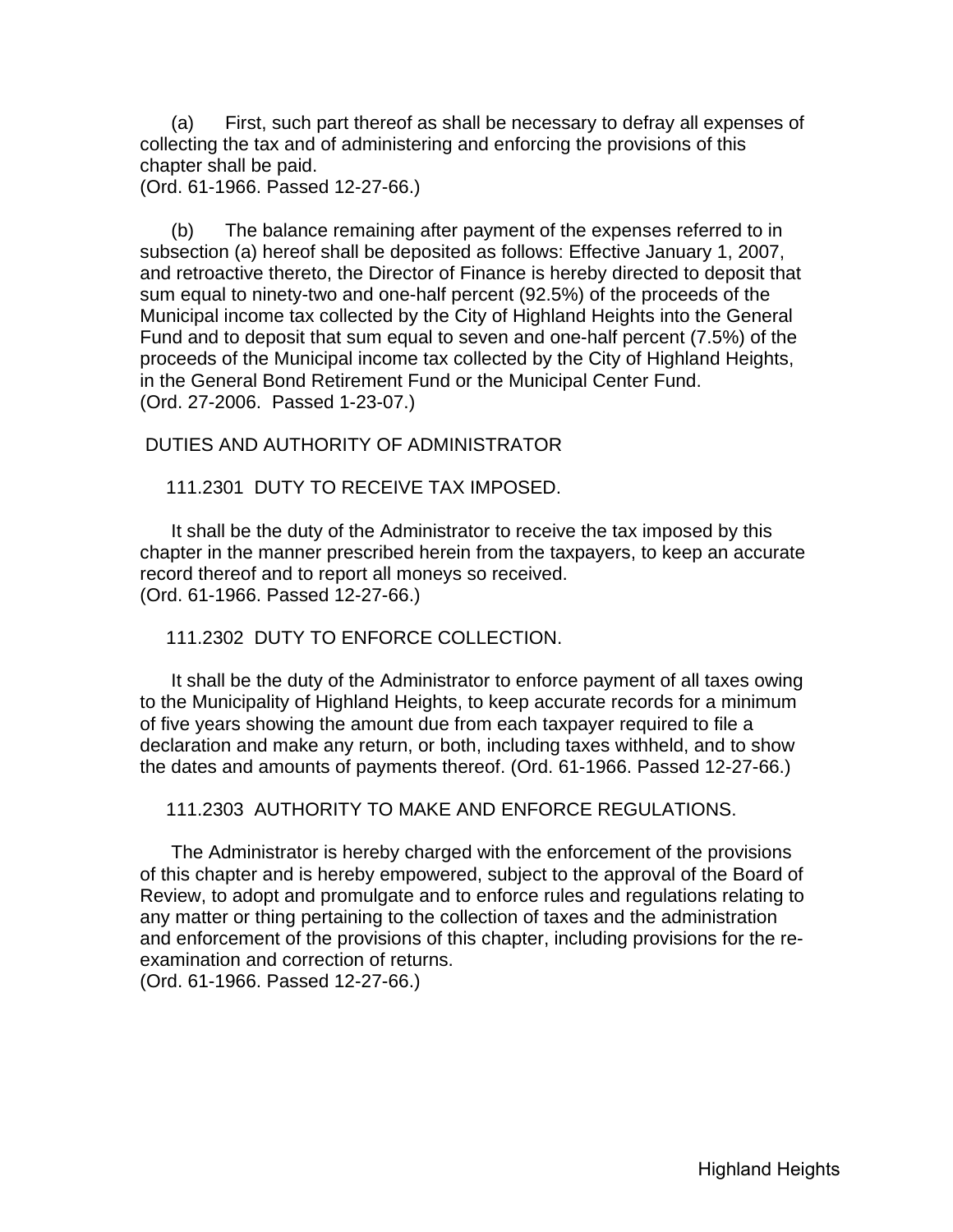(a) First, such part thereof as shall be necessary to defray all expenses of collecting the tax and of administering and enforcing the provisions of this chapter shall be paid.
(Ord. 61-1966. Passed 12-27-66.)

(b) The balance remaining after payment of the expenses referred to in subsection (a) hereof shall be deposited as follows: Effective January 1, 2007, and retroactive thereto, the Director of Finance is hereby directed to deposit that sum equal to ninety-two and one-half percent (92.5%) of the proceeds of the Municipal income tax collected by the City of Highland Heights into the General Fund and to deposit that sum equal to seven and one-half percent (7.5%) of the proceeds of the Municipal income tax collected by the City of Highland Heights, in the General Bond Retirement Fund or the Municipal Center Fund.
(Ord. 27-2006. Passed 1-23-07.)

## DUTIES AND AUTHORITY OF ADMINISTRATOR

### 111.2301 DUTY TO RECEIVE TAX IMPOSED.

It shall be the duty of the Administrator to receive the tax imposed by this chapter in the manner prescribed herein from the taxpayers, to keep an accurate record thereof and to report all moneys so received.
(Ord. 61-1966. Passed 12-27-66.)

### 111.2302 DUTY TO ENFORCE COLLECTION.

It shall be the duty of the Administrator to enforce payment of all taxes owing to the Municipality of Highland Heights, to keep accurate records for a minimum of five years showing the amount due from each taxpayer required to file a declaration and make any return, or both, including taxes withheld, and to show the dates and amounts of payments thereof. (Ord. 61-1966. Passed 12-27-66.)

### 111.2303 AUTHORITY TO MAKE AND ENFORCE REGULATIONS.

The Administrator is hereby charged with the enforcement of the provisions of this chapter and is hereby empowered, subject to the approval of the Board of Review, to adopt and promulgate and to enforce rules and regulations relating to any matter or thing pertaining to the collection of taxes and the administration and enforcement of the provisions of this chapter, including provisions for the re-examination and correction of returns.
(Ord. 61-1966. Passed 12-27-66.)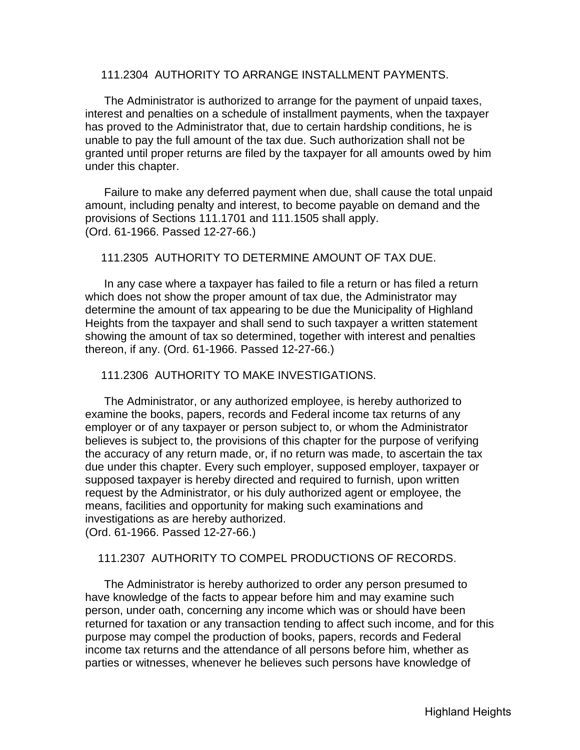### 111.2304 AUTHORITY TO ARRANGE INSTALLMENT PAYMENTS.

The Administrator is authorized to arrange for the payment of unpaid taxes, interest and penalties on a schedule of installment payments, when the taxpayer has proved to the Administrator that, due to certain hardship conditions, he is unable to pay the full amount of the tax due. Such authorization shall not be granted until proper returns are filed by the taxpayer for all amounts owed by him under this chapter.

Failure to make any deferred payment when due, shall cause the total unpaid amount, including penalty and interest, to become payable on demand and the provisions of Sections 111.1701 and 111.1505 shall apply.
(Ord. 61-1966. Passed 12-27-66.)

### 111.2305 AUTHORITY TO DETERMINE AMOUNT OF TAX DUE.

In any case where a taxpayer has failed to file a return or has filed a return which does not show the proper amount of tax due, the Administrator may determine the amount of tax appearing to be due the Municipality of Highland Heights from the taxpayer and shall send to such taxpayer a written statement showing the amount of tax so determined, together with interest and penalties thereon, if any. (Ord. 61-1966. Passed 12-27-66.)

### 111.2306 AUTHORITY TO MAKE INVESTIGATIONS.

The Administrator, or any authorized employee, is hereby authorized to examine the books, papers, records and Federal income tax returns of any employer or of any taxpayer or person subject to, or whom the Administrator believes is subject to, the provisions of this chapter for the purpose of verifying the accuracy of any return made, or, if no return was made, to ascertain the tax due under this chapter. Every such employer, supposed employer, taxpayer or supposed taxpayer is hereby directed and required to furnish, upon written request by the Administrator, or his duly authorized agent or employee, the means, facilities and opportunity for making such examinations and investigations as are hereby authorized.
(Ord. 61-1966. Passed 12-27-66.)

### 111.2307 AUTHORITY TO COMPEL PRODUCTIONS OF RECORDS.

The Administrator is hereby authorized to order any person presumed to have knowledge of the facts to appear before him and may examine such person, under oath, concerning any income which was or should have been returned for taxation or any transaction tending to affect such income, and for this purpose may compel the production of books, papers, records and Federal income tax returns and the attendance of all persons before him, whether as parties or witnesses, whenever he believes such persons have knowledge of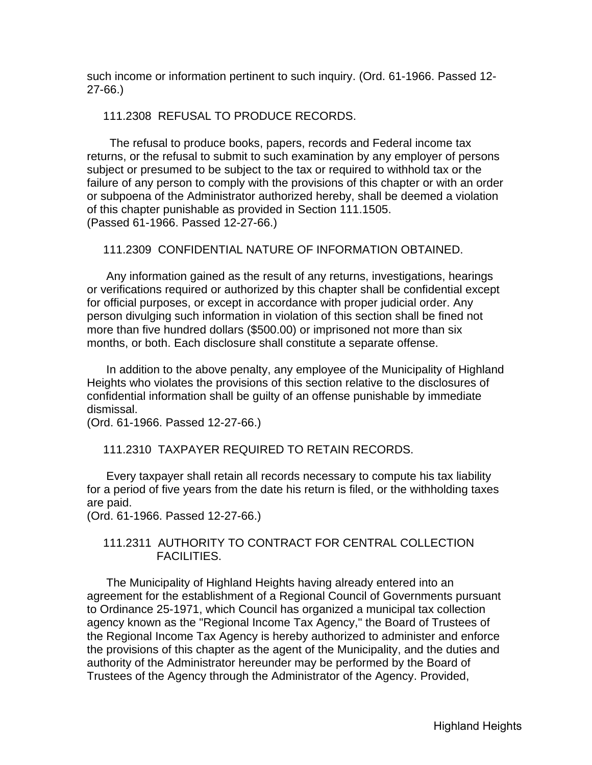such income or information pertinent to such inquiry. (Ord. 61-1966. Passed 12-27-66.)

### 111.2308 REFUSAL TO PRODUCE RECORDS.

The refusal to produce books, papers, records and Federal income tax returns, or the refusal to submit to such examination by any employer of persons subject or presumed to be subject to the tax or required to withhold tax or the failure of any person to comply with the provisions of this chapter or with an order or subpoena of the Administrator authorized hereby, shall be deemed a violation of this chapter punishable as provided in Section 111.1505.
(Passed 61-1966. Passed 12-27-66.)

### 111.2309 CONFIDENTIAL NATURE OF INFORMATION OBTAINED.

Any information gained as the result of any returns, investigations, hearings or verifications required or authorized by this chapter shall be confidential except for official purposes, or except in accordance with proper judicial order. Any person divulging such information in violation of this section shall be fined not more than five hundred dollars ($500.00) or imprisoned not more than six months, or both. Each disclosure shall constitute a separate offense.

In addition to the above penalty, any employee of the Municipality of Highland Heights who violates the provisions of this section relative to the disclosures of confidential information shall be guilty of an offense punishable by immediate dismissal.
(Ord. 61-1966. Passed 12-27-66.)

### 111.2310 TAXPAYER REQUIRED TO RETAIN RECORDS.

Every taxpayer shall retain all records necessary to compute his tax liability for a period of five years from the date his return is filed, or the withholding taxes are paid.
(Ord. 61-1966. Passed 12-27-66.)

### 111.2311 AUTHORITY TO CONTRACT FOR CENTRAL COLLECTION FACILITIES.

The Municipality of Highland Heights having already entered into an agreement for the establishment of a Regional Council of Governments pursuant to Ordinance 25-1971, which Council has organized a municipal tax collection agency known as the "Regional Income Tax Agency," the Board of Trustees of the Regional Income Tax Agency is hereby authorized to administer and enforce the provisions of this chapter as the agent of the Municipality, and the duties and authority of the Administrator hereunder may be performed by the Board of Trustees of the Agency through the Administrator of the Agency. Provided,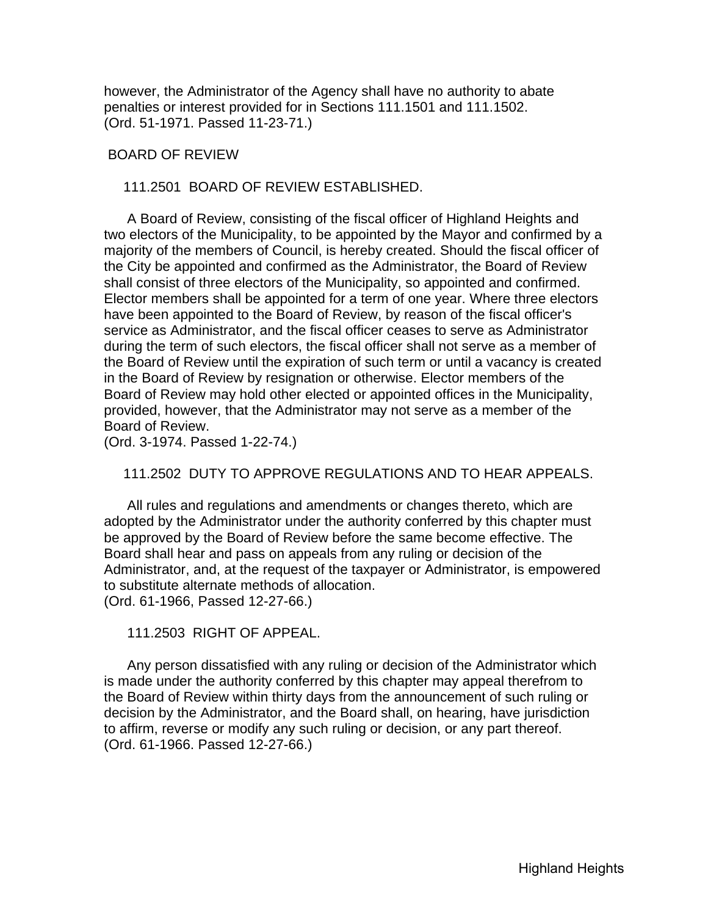however, the Administrator of the Agency shall have no authority to abate penalties or interest provided for in Sections 111.1501 and 111.1502.
(Ord. 51-1971. Passed 11-23-71.)

## BOARD OF REVIEW

### 111.2501 BOARD OF REVIEW ESTABLISHED.

A Board of Review, consisting of the fiscal officer of Highland Heights and two electors of the Municipality, to be appointed by the Mayor and confirmed by a majority of the members of Council, is hereby created. Should the fiscal officer of the City be appointed and confirmed as the Administrator, the Board of Review shall consist of three electors of the Municipality, so appointed and confirmed. Elector members shall be appointed for a term of one year. Where three electors have been appointed to the Board of Review, by reason of the fiscal officer's service as Administrator, and the fiscal officer ceases to serve as Administrator during the term of such electors, the fiscal officer shall not serve as a member of the Board of Review until the expiration of such term or until a vacancy is created in the Board of Review by resignation or otherwise. Elector members of the Board of Review may hold other elected or appointed offices in the Municipality, provided, however, that the Administrator may not serve as a member of the Board of Review.
(Ord. 3-1974. Passed 1-22-74.)

### 111.2502 DUTY TO APPROVE REGULATIONS AND TO HEAR APPEALS.

All rules and regulations and amendments or changes thereto, which are adopted by the Administrator under the authority conferred by this chapter must be approved by the Board of Review before the same become effective. The Board shall hear and pass on appeals from any ruling or decision of the Administrator, and, at the request of the taxpayer or Administrator, is empowered to substitute alternate methods of allocation.
(Ord. 61-1966, Passed 12-27-66.)

### 111.2503 RIGHT OF APPEAL.

Any person dissatisfied with any ruling or decision of the Administrator which is made under the authority conferred by this chapter may appeal therefrom to the Board of Review within thirty days from the announcement of such ruling or decision by the Administrator, and the Board shall, on hearing, have jurisdiction to affirm, reverse or modify any such ruling or decision, or any part thereof.
(Ord. 61-1966. Passed 12-27-66.)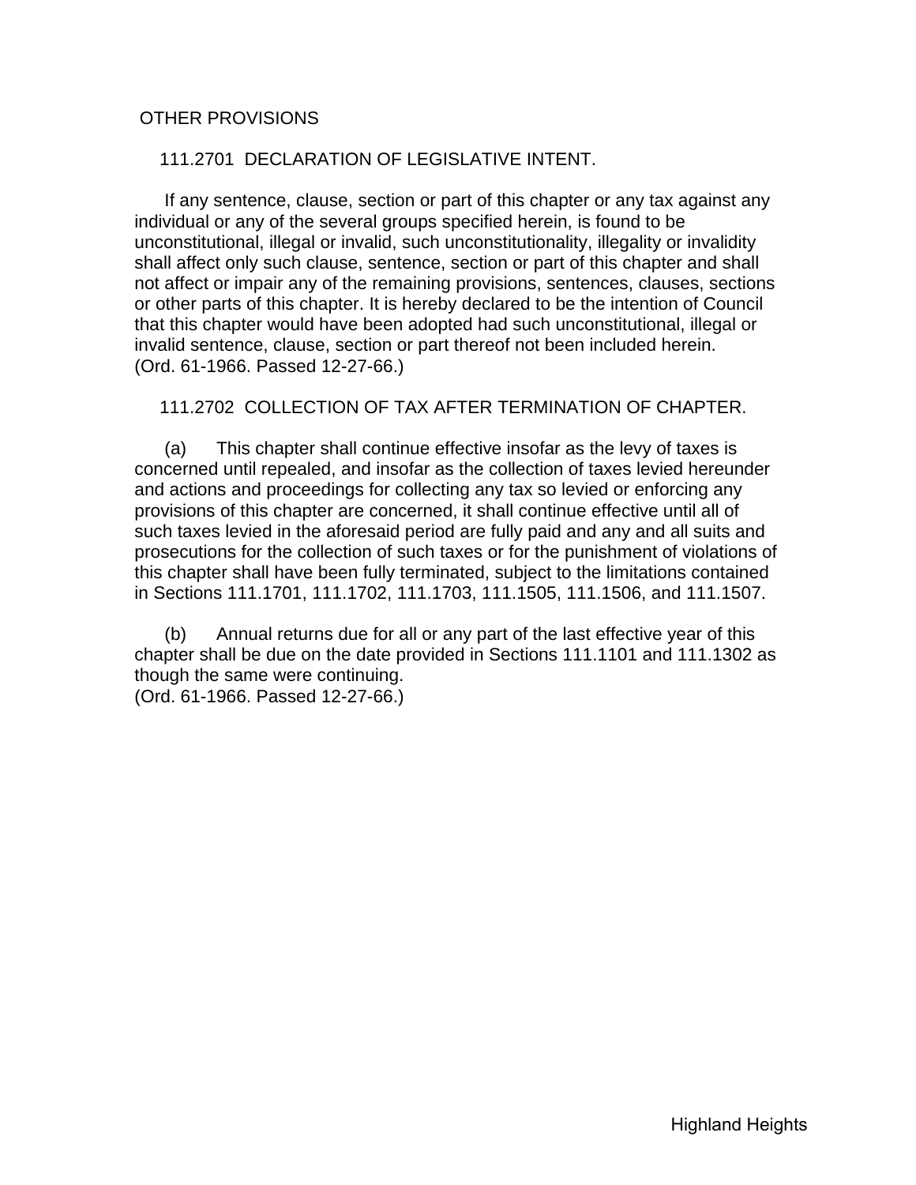## OTHER PROVISIONS

### 111.2701 DECLARATION OF LEGISLATIVE INTENT.

If any sentence, clause, section or part of this chapter or any tax against any individual or any of the several groups specified herein, is found to be unconstitutional, illegal or invalid, such unconstitutionality, illegality or invalidity shall affect only such clause, sentence, section or part of this chapter and shall not affect or impair any of the remaining provisions, sentences, clauses, sections or other parts of this chapter. It is hereby declared to be the intention of Council that this chapter would have been adopted had such unconstitutional, illegal or invalid sentence, clause, section or part thereof not been included herein.
(Ord. 61-1966. Passed 12-27-66.)

### 111.2702 COLLECTION OF TAX AFTER TERMINATION OF CHAPTER.

(a) This chapter shall continue effective insofar as the levy of taxes is concerned until repealed, and insofar as the collection of taxes levied hereunder and actions and proceedings for collecting any tax so levied or enforcing any provisions of this chapter are concerned, it shall continue effective until all of such taxes levied in the aforesaid period are fully paid and any and all suits and prosecutions for the collection of such taxes or for the punishment of violations of this chapter shall have been fully terminated, subject to the limitations contained in Sections 111.1701, 111.1702, 111.1703, 111.1505, 111.1506, and 111.1507.

(b) Annual returns due for all or any part of the last effective year of this chapter shall be due on the date provided in Sections 111.1101 and 111.1302 as though the same were continuing.
(Ord. 61-1966. Passed 12-27-66.)